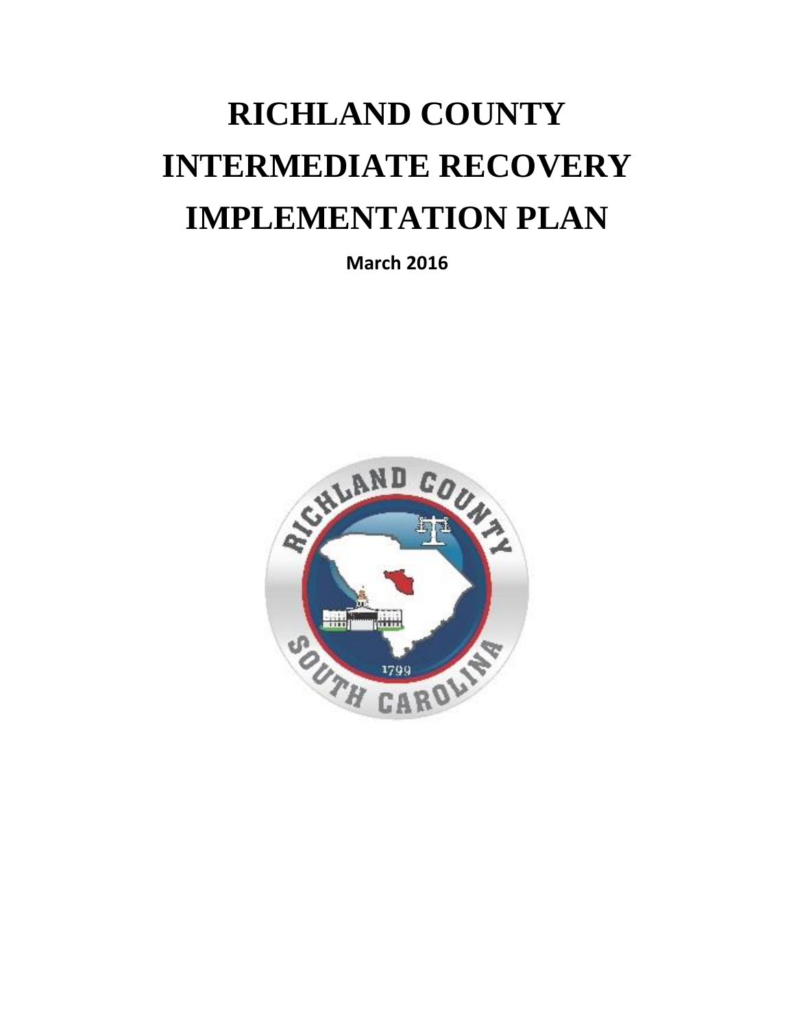# RICHLAND COUNTY INTERMEDIATE RECOVERY IMPLEMENTATION PLAN

**March 2016**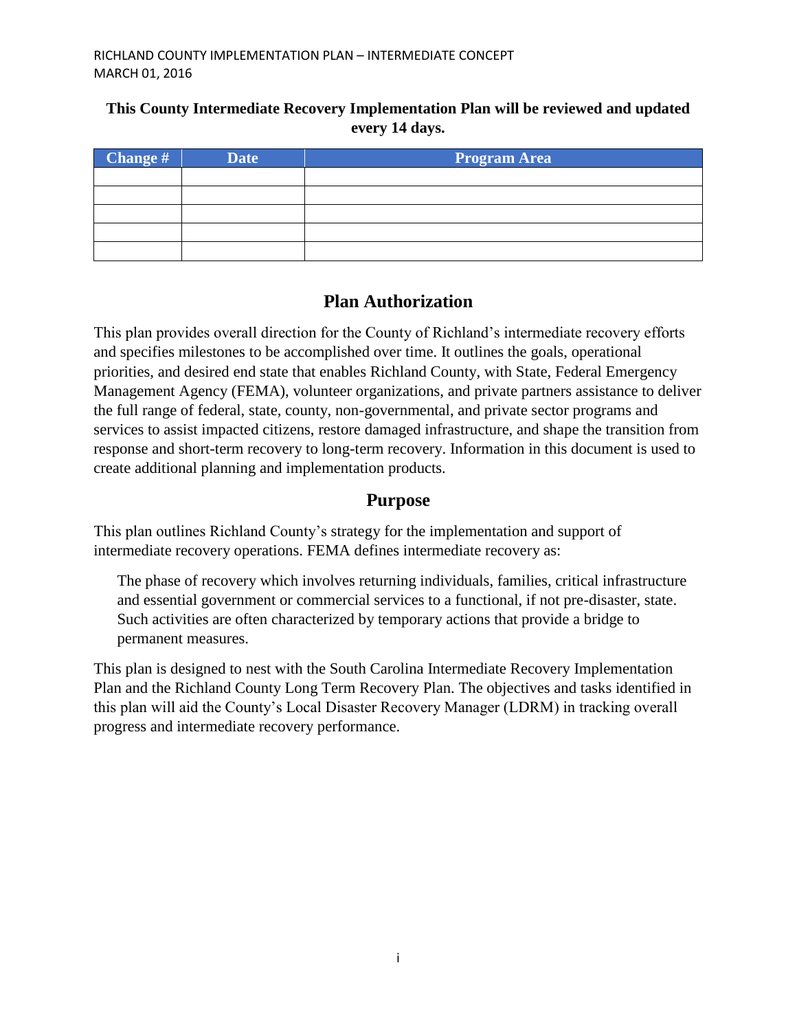**This County Intermediate Recovery Implementation Plan will be reviewed and updated every 14 days.**

| Change # | Date | Program Area |
|---|---|---|
| | | |
| | | |
| | | |
| | | |
| | | |

## Plan Authorization

This plan provides overall direction for the County of Richland's intermediate recovery efforts and specifies milestones to be accomplished over time. It outlines the goals, operational priorities, and desired end state that enables Richland County, with State, Federal Emergency Management Agency (FEMA), volunteer organizations, and private partners assistance to deliver the full range of federal, state, county, non-governmental, and private sector programs and services to assist impacted citizens, restore damaged infrastructure, and shape the transition from response and short-term recovery to long-term recovery. Information in this document is used to create additional planning and implementation products.

## Purpose

This plan outlines Richland County's strategy for the implementation and support of intermediate recovery operations. FEMA defines intermediate recovery as:

> The phase of recovery which involves returning individuals, families, critical infrastructure and essential government or commercial services to a functional, if not pre-disaster, state. Such activities are often characterized by temporary actions that provide a bridge to permanent measures.

This plan is designed to nest with the South Carolina Intermediate Recovery Implementation Plan and the Richland County Long Term Recovery Plan. The objectives and tasks identified in this plan will aid the County's Local Disaster Recovery Manager (LDRM) in tracking overall progress and intermediate recovery performance.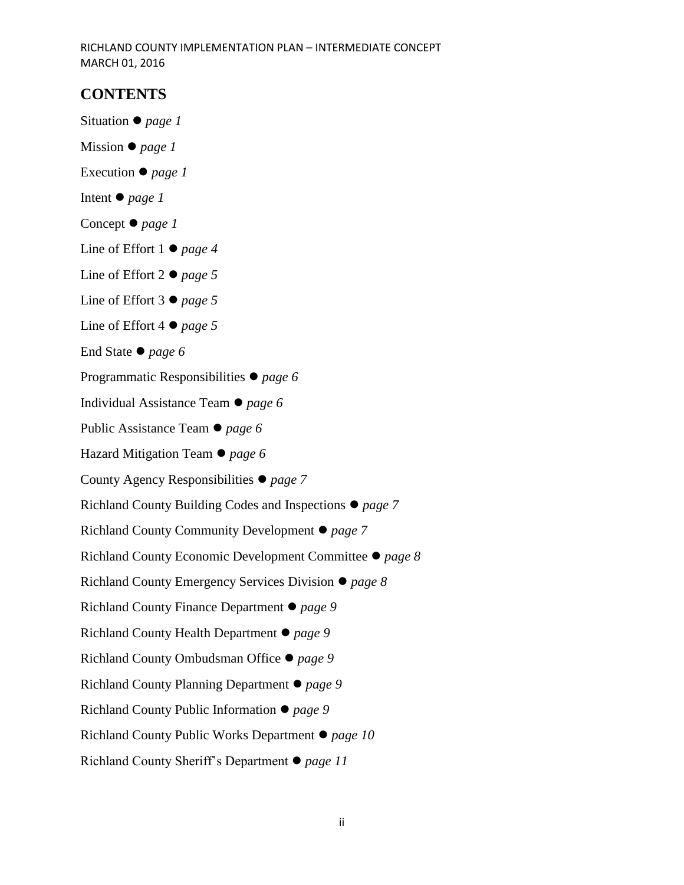## CONTENTS

Situation ● *page 1*

Mission ● *page 1*

Execution ● *page 1*

Intent ● *page 1*

Concept ● *page 1*

Line of Effort 1 ● *page 4*

Line of Effort 2 ● *page 5*

Line of Effort 3 ● *page 5*

Line of Effort 4 ● *page 5*

End State ● *page 6*

Programmatic Responsibilities ● *page 6*

Individual Assistance Team ● *page 6*

Public Assistance Team ● *page 6*

Hazard Mitigation Team ● *page 6*

County Agency Responsibilities ● *page 7*

Richland County Building Codes and Inspections ● *page 7*

Richland County Community Development ● *page 7*

Richland County Economic Development Committee ● *page 8*

Richland County Emergency Services Division ● *page 8*

Richland County Finance Department ● *page 9*

Richland County Health Department ● *page 9*

Richland County Ombudsman Office ● *page 9*

Richland County Planning Department ● *page 9*

Richland County Public Information ● *page 9*

Richland County Public Works Department ● *page 10*

Richland County Sheriff's Department ● *page 11*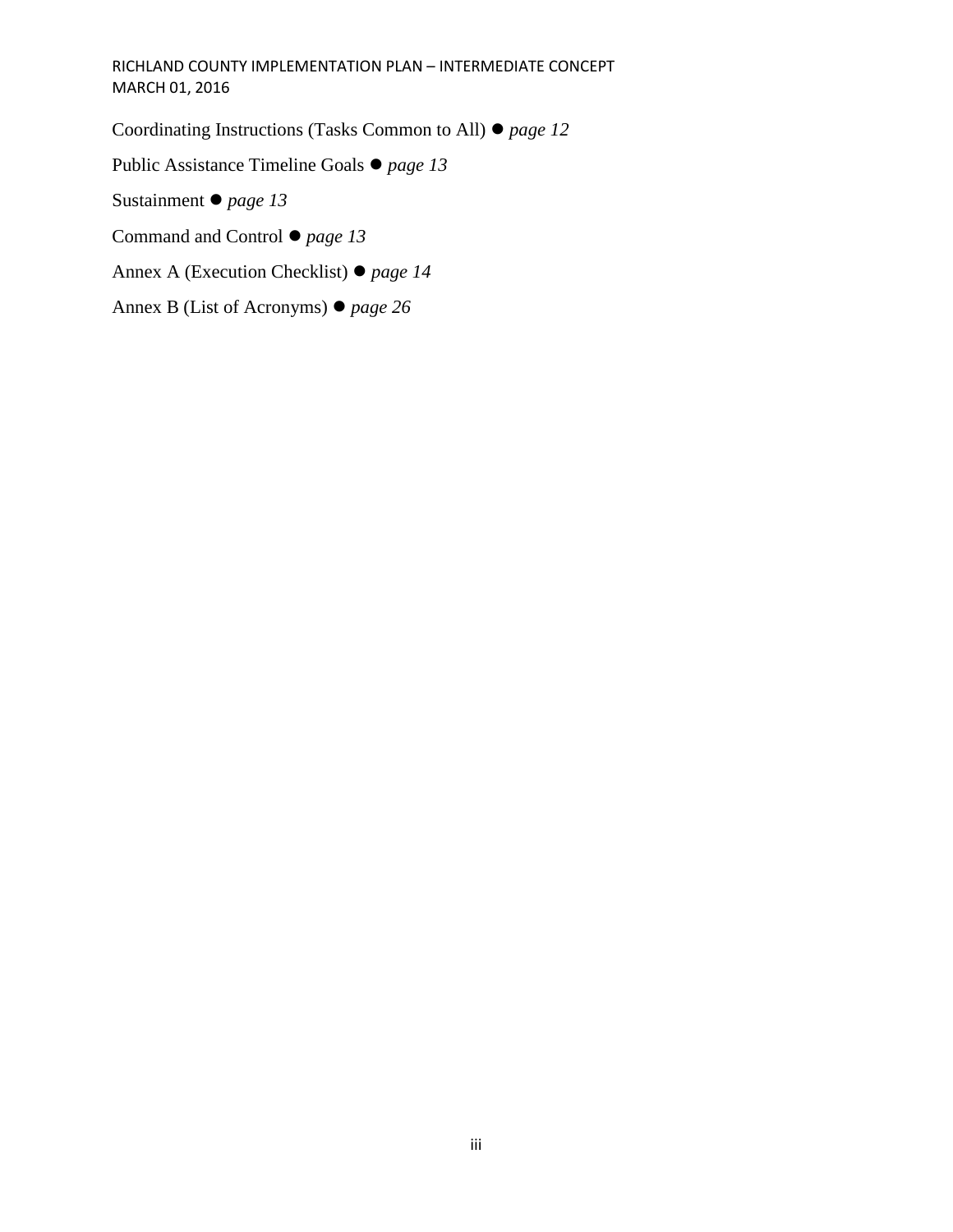Coordinating Instructions (Tasks Common to All) ● *page 12*

Public Assistance Timeline Goals ● *page 13*

Sustainment ● *page 13*

Command and Control ● *page 13*

Annex A (Execution Checklist) ● *page 14*

Annex B (List of Acronyms) ● *page 26*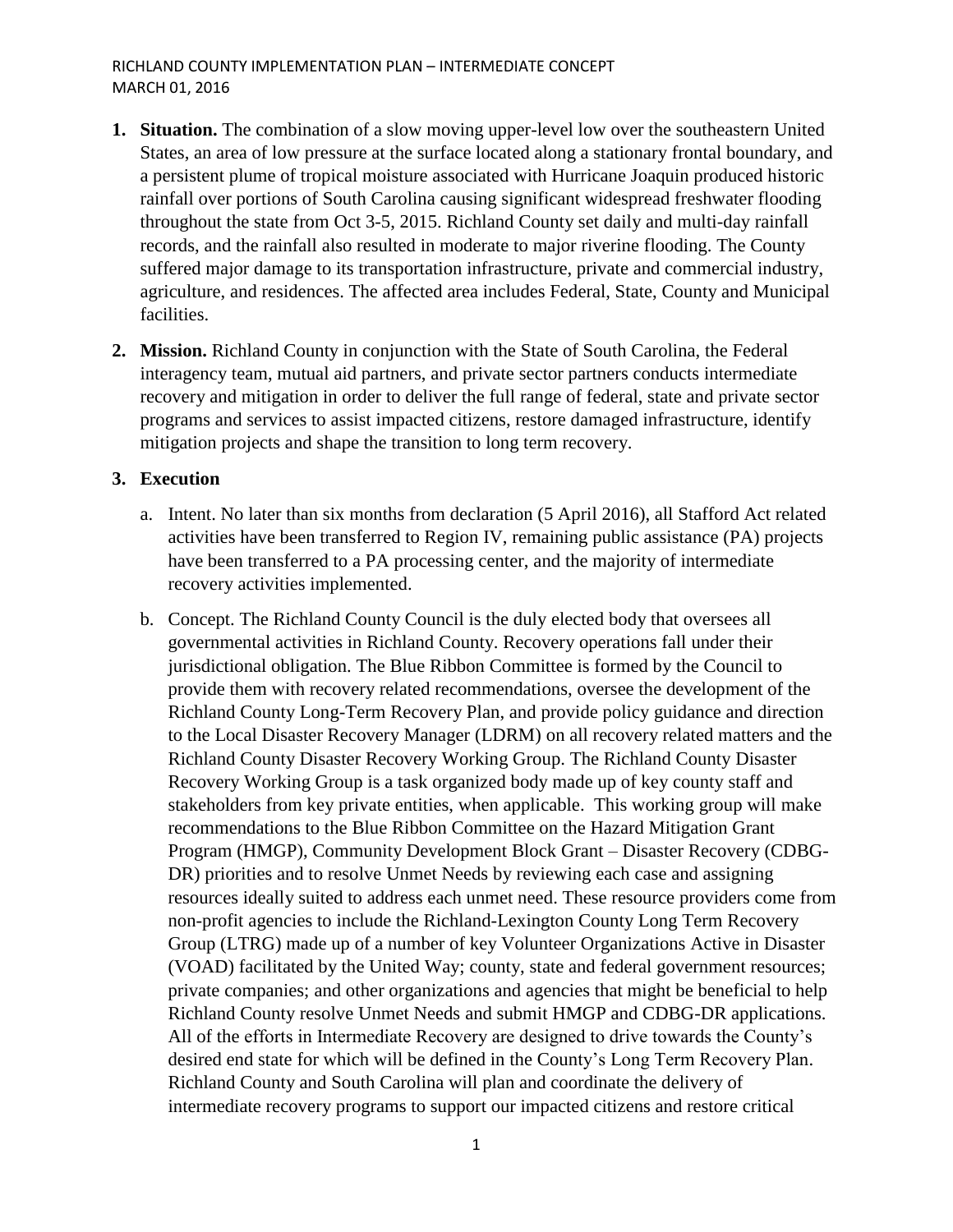1. **Situation.** The combination of a slow moving upper-level low over the southeastern United States, an area of low pressure at the surface located along a stationary frontal boundary, and a persistent plume of tropical moisture associated with Hurricane Joaquin produced historic rainfall over portions of South Carolina causing significant widespread freshwater flooding throughout the state from Oct 3-5, 2015. Richland County set daily and multi-day rainfall records, and the rainfall also resulted in moderate to major riverine flooding. The County suffered major damage to its transportation infrastructure, private and commercial industry, agriculture, and residences. The affected area includes Federal, State, County and Municipal facilities.

2. **Mission.** Richland County in conjunction with the State of South Carolina, the Federal interagency team, mutual aid partners, and private sector partners conducts intermediate recovery and mitigation in order to deliver the full range of federal, state and private sector programs and services to assist impacted citizens, restore damaged infrastructure, identify mitigation projects and shape the transition to long term recovery.

3. **Execution**

   a. Intent. No later than six months from declaration (5 April 2016), all Stafford Act related activities have been transferred to Region IV, remaining public assistance (PA) projects have been transferred to a PA processing center, and the majority of intermediate recovery activities implemented.

   b. Concept. The Richland County Council is the duly elected body that oversees all governmental activities in Richland County. Recovery operations fall under their jurisdictional obligation. The Blue Ribbon Committee is formed by the Council to provide them with recovery related recommendations, oversee the development of the Richland County Long-Term Recovery Plan, and provide policy guidance and direction to the Local Disaster Recovery Manager (LDRM) on all recovery related matters and the Richland County Disaster Recovery Working Group. The Richland County Disaster Recovery Working Group is a task organized body made up of key county staff and stakeholders from key private entities, when applicable. This working group will make recommendations to the Blue Ribbon Committee on the Hazard Mitigation Grant Program (HMGP), Community Development Block Grant – Disaster Recovery (CDBG-DR) priorities and to resolve Unmet Needs by reviewing each case and assigning resources ideally suited to address each unmet need. These resource providers come from non-profit agencies to include the Richland-Lexington County Long Term Recovery Group (LTRG) made up of a number of key Volunteer Organizations Active in Disaster (VOAD) facilitated by the United Way; county, state and federal government resources; private companies; and other organizations and agencies that might be beneficial to help Richland County resolve Unmet Needs and submit HMGP and CDBG-DR applications. All of the efforts in Intermediate Recovery are designed to drive towards the County's desired end state for which will be defined in the County's Long Term Recovery Plan. Richland County and South Carolina will plan and coordinate the delivery of intermediate recovery programs to support our impacted citizens and restore critical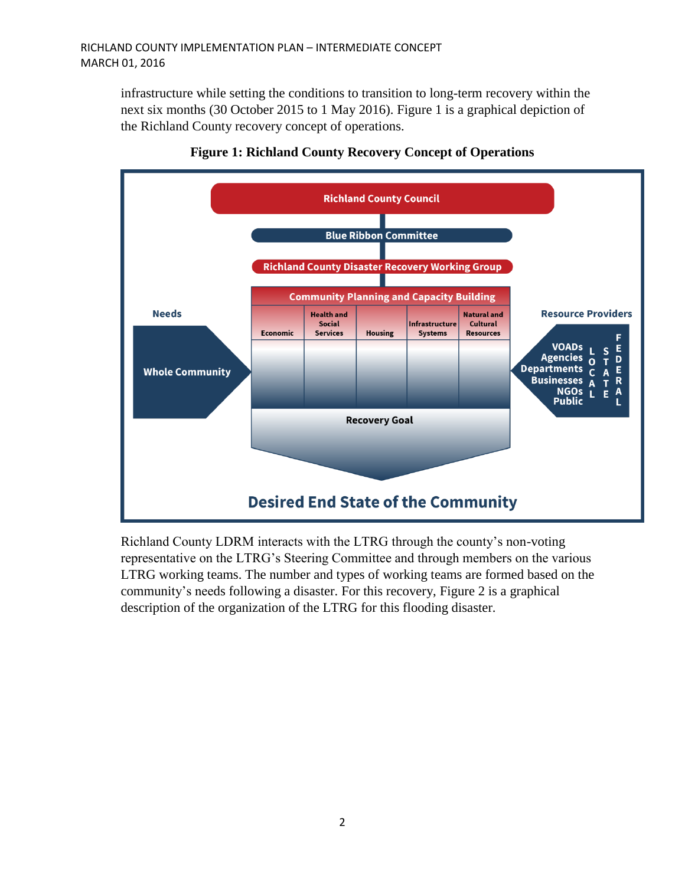infrastructure while setting the conditions to transition to long-term recovery within the next six months (30 October 2015 to 1 May 2016). Figure 1 is a graphical depiction of the Richland County recovery concept of operations.

**Figure 1: Richland County Recovery Concept of Operations**

Richland County Council

Blue Ribbon Committee

Richland County Disaster Recovery Working Group

Community Planning and Capacity Building

Economic | Health and Social Services | Housing | Infrastructure Systems | Natural and Cultural Resources

Needs

Whole Community

Resource Providers

VOADs, Agencies, Departments, Businesses, NGOs, Public

LOCAL, STATE, FEDERAL

Recovery Goal

Desired End State of the Community

Richland County LDRM interacts with the LTRG through the county's non-voting representative on the LTRG's Steering Committee and through members on the various LTRG working teams. The number and types of working teams are formed based on the community's needs following a disaster. For this recovery, Figure 2 is a graphical description of the organization of the LTRG for this flooding disaster.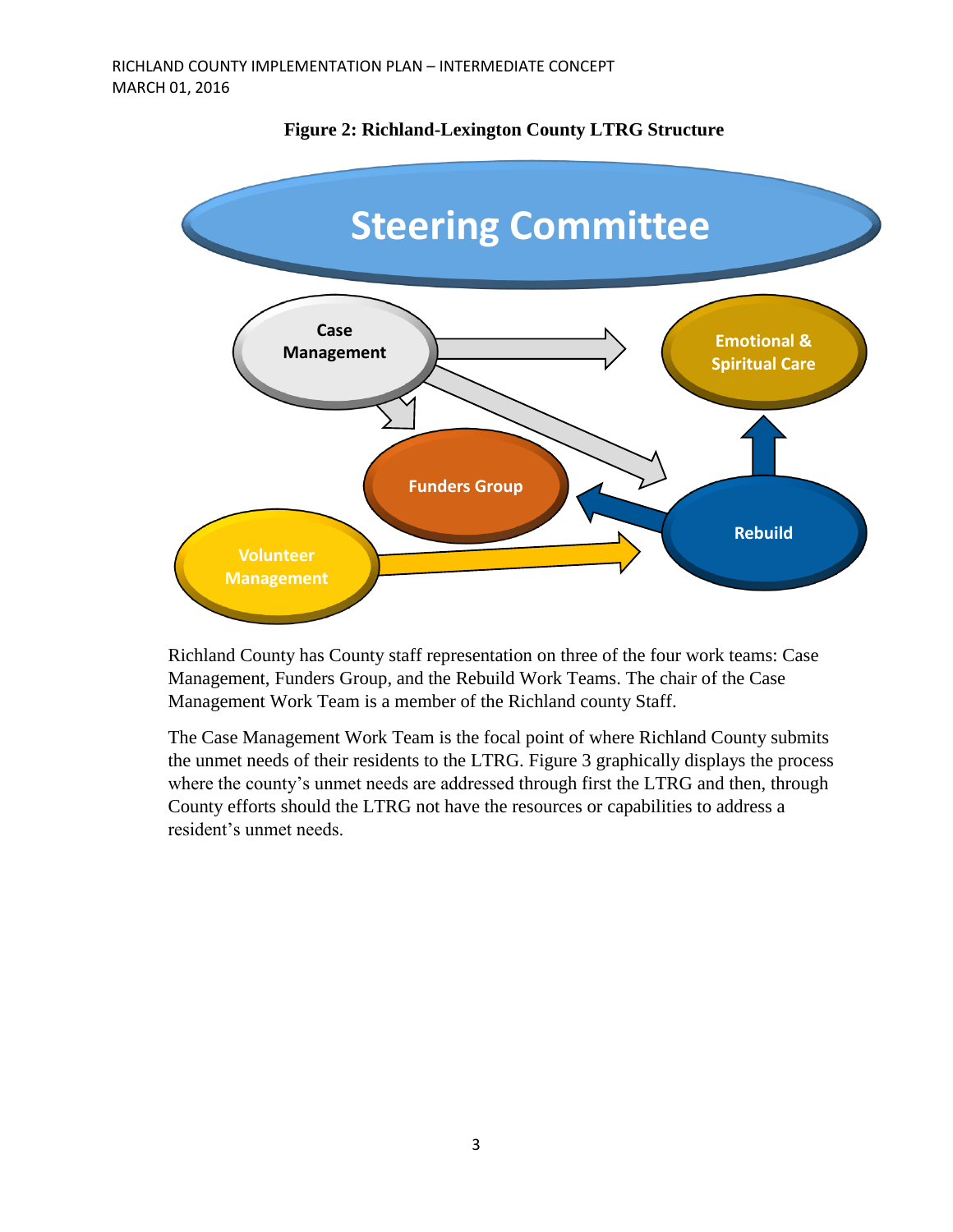**Figure 2: Richland-Lexington County LTRG Structure**

Steering Committee

Case Management

Emotional & Spiritual Care

Funders Group

Rebuild

Volunteer Management

Richland County has County staff representation on three of the four work teams: Case Management, Funders Group, and the Rebuild Work Teams. The chair of the Case Management Work Team is a member of the Richland county Staff.

The Case Management Work Team is the focal point of where Richland County submits the unmet needs of their residents to the LTRG. Figure 3 graphically displays the process where the county's unmet needs are addressed through first the LTRG and then, through County efforts should the LTRG not have the resources or capabilities to address a resident's unmet needs.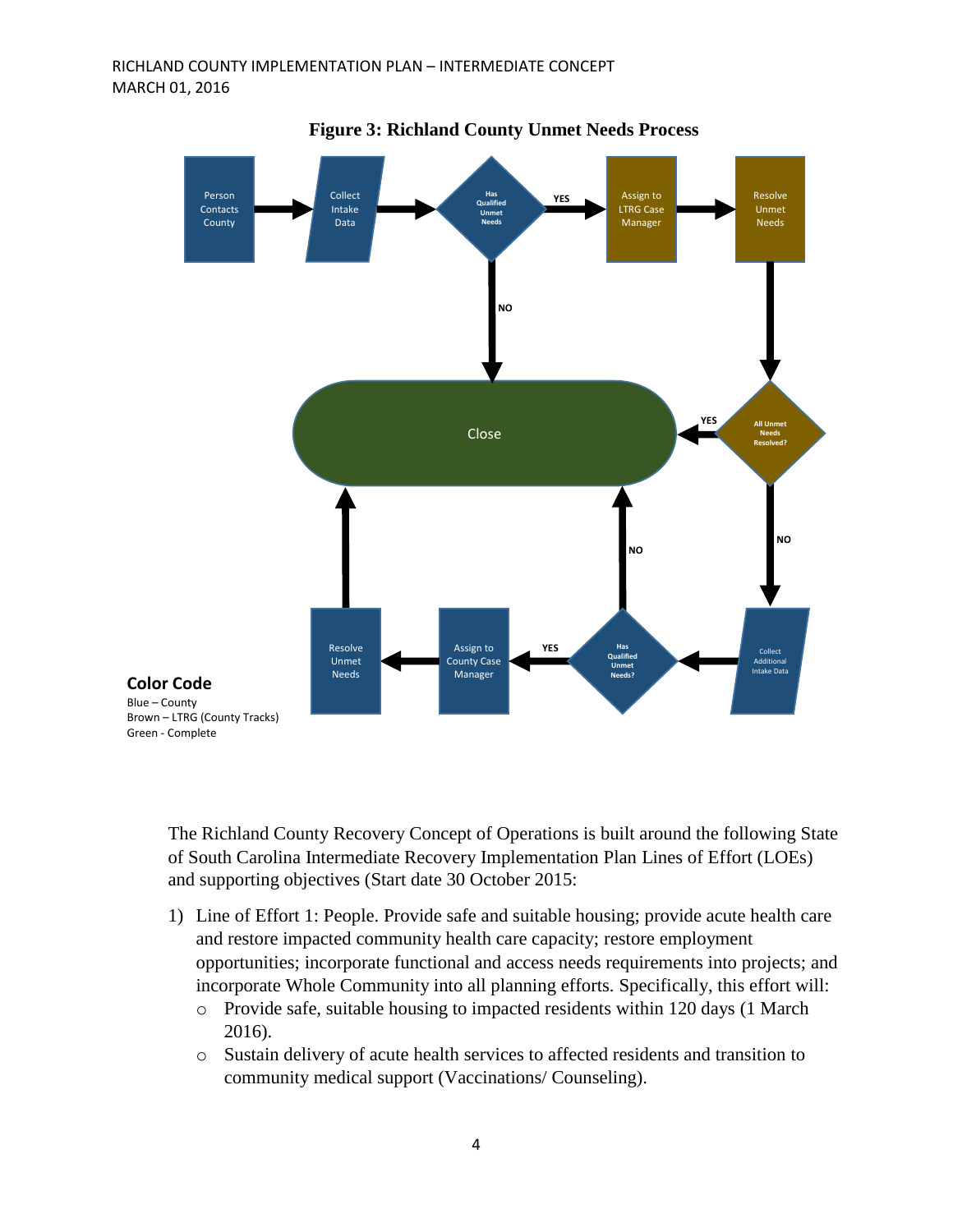**Figure 3: Richland County Unmet Needs Process**

Person Contacts County → Collect Intake Data → Has Qualified Unmet Needs → YES → Assign to LTRG Case Manager → Resolve Unmet Needs → All Unmet Needs Resolved? → YES → Close

Has Qualified Unmet Needs → NO → Close

All Unmet Needs Resolved? → NO → Collect Additional Intake Data → Has Qualified Unmet Needs? → YES → Assign to County Case Manager → Resolve Unmet Needs → Close

Has Qualified Unmet Needs? → NO → Close

**Color Code**

Blue – County
Brown – LTRG (County Tracks)
Green - Complete

The Richland County Recovery Concept of Operations is built around the following State of South Carolina Intermediate Recovery Implementation Plan Lines of Effort (LOEs) and supporting objectives (Start date 30 October 2015:

1) Line of Effort 1: People. Provide safe and suitable housing; provide acute health care and restore impacted community health care capacity; restore employment opportunities; incorporate functional and access needs requirements into projects; and incorporate Whole Community into all planning efforts. Specifically, this effort will:
   - Provide safe, suitable housing to impacted residents within 120 days (1 March 2016).
   - Sustain delivery of acute health services to affected residents and transition to community medical support (Vaccinations/ Counseling).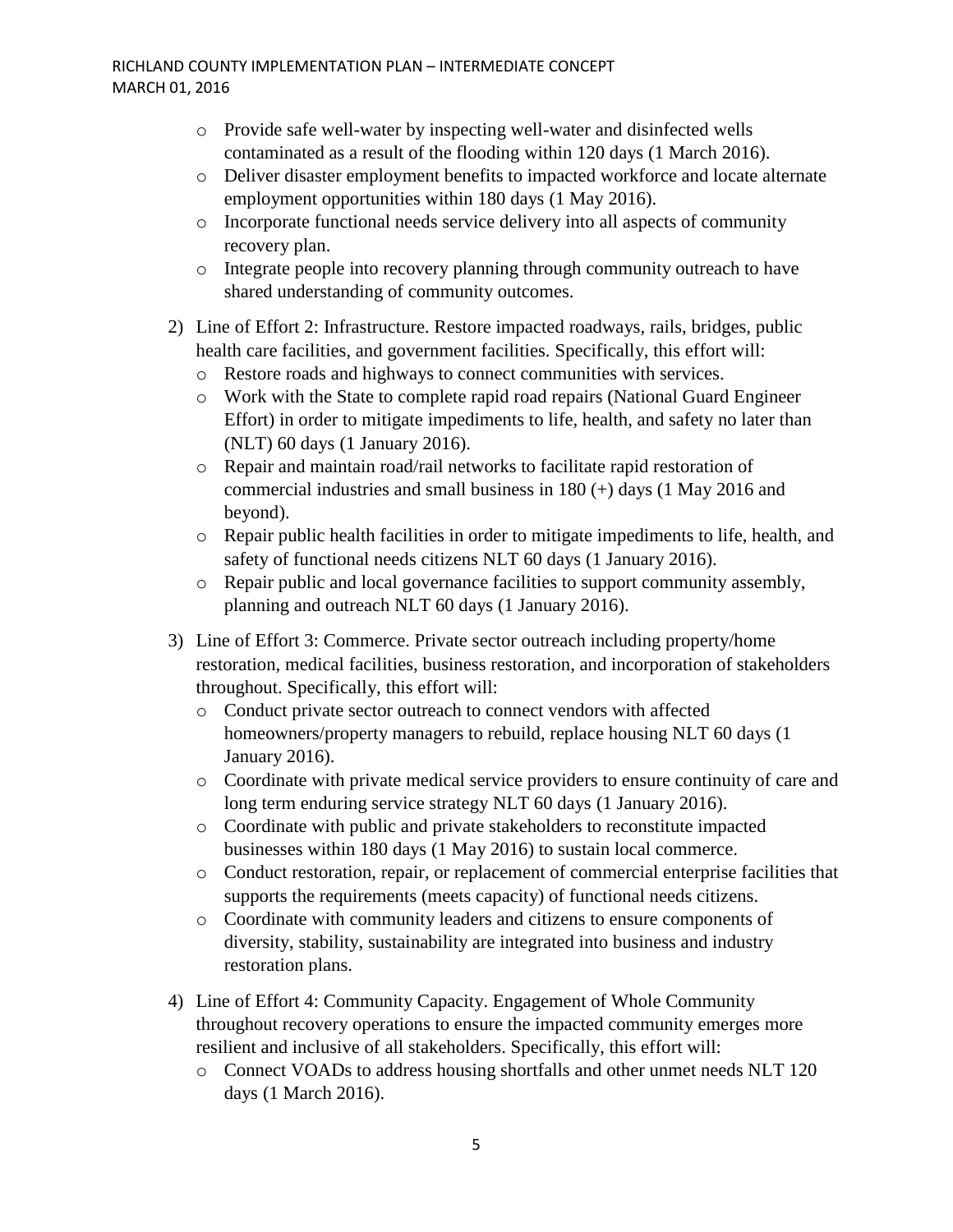- Provide safe well-water by inspecting well-water and disinfected wells contaminated as a result of the flooding within 120 days (1 March 2016).
- Deliver disaster employment benefits to impacted workforce and locate alternate employment opportunities within 180 days (1 May 2016).
- Incorporate functional needs service delivery into all aspects of community recovery plan.
- Integrate people into recovery planning through community outreach to have shared understanding of community outcomes.

2) Line of Effort 2: Infrastructure. Restore impacted roadways, rails, bridges, public health care facilities, and government facilities. Specifically, this effort will:
   - Restore roads and highways to connect communities with services.
   - Work with the State to complete rapid road repairs (National Guard Engineer Effort) in order to mitigate impediments to life, health, and safety no later than (NLT) 60 days (1 January 2016).
   - Repair and maintain road/rail networks to facilitate rapid restoration of commercial industries and small business in 180 (+) days (1 May 2016 and beyond).
   - Repair public health facilities in order to mitigate impediments to life, health, and safety of functional needs citizens NLT 60 days (1 January 2016).
   - Repair public and local governance facilities to support community assembly, planning and outreach NLT 60 days (1 January 2016).

3) Line of Effort 3: Commerce. Private sector outreach including property/home restoration, medical facilities, business restoration, and incorporation of stakeholders throughout. Specifically, this effort will:
   - Conduct private sector outreach to connect vendors with affected homeowners/property managers to rebuild, replace housing NLT 60 days (1 January 2016).
   - Coordinate with private medical service providers to ensure continuity of care and long term enduring service strategy NLT 60 days (1 January 2016).
   - Coordinate with public and private stakeholders to reconstitute impacted businesses within 180 days (1 May 2016) to sustain local commerce.
   - Conduct restoration, repair, or replacement of commercial enterprise facilities that supports the requirements (meets capacity) of functional needs citizens.
   - Coordinate with community leaders and citizens to ensure components of diversity, stability, sustainability are integrated into business and industry restoration plans.

4) Line of Effort 4: Community Capacity. Engagement of Whole Community throughout recovery operations to ensure the impacted community emerges more resilient and inclusive of all stakeholders. Specifically, this effort will:
   - Connect VOADs to address housing shortfalls and other unmet needs NLT 120 days (1 March 2016).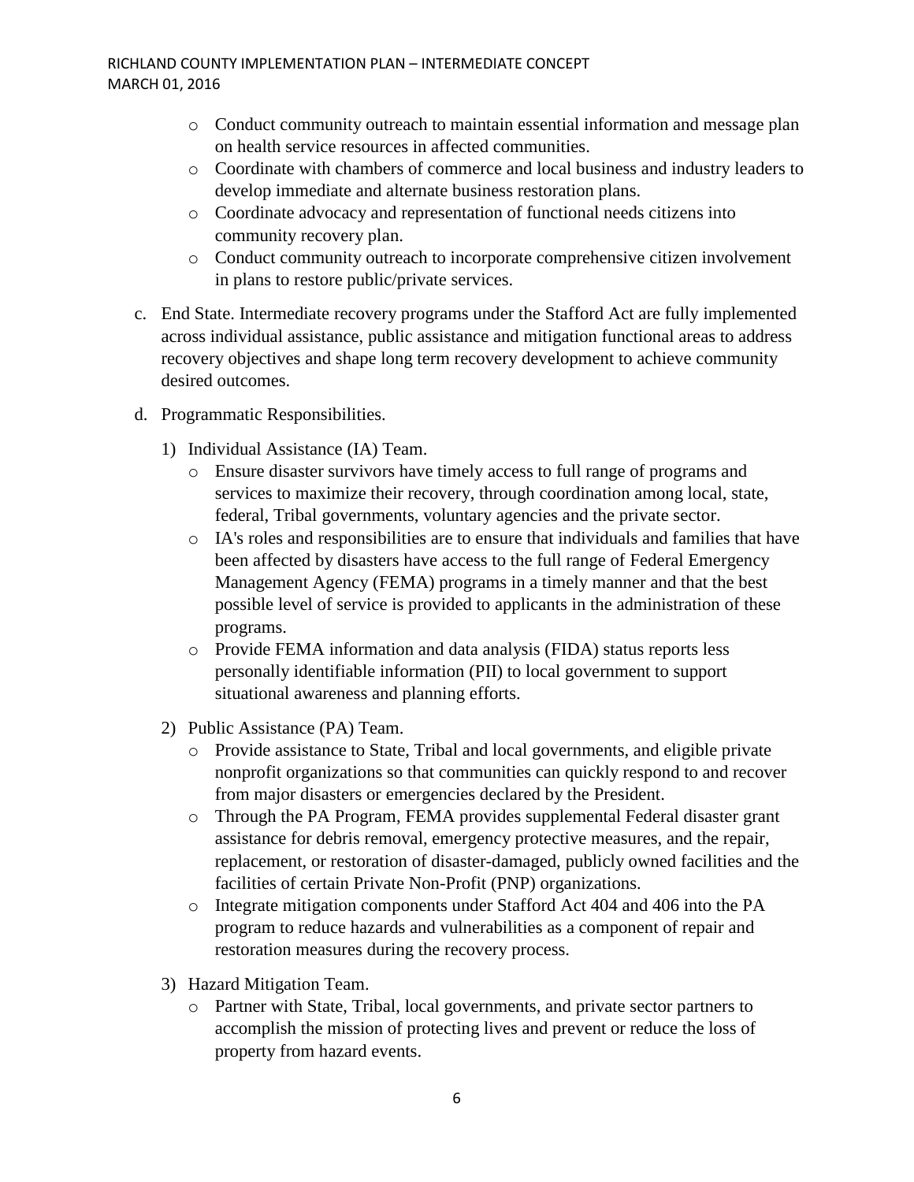- Conduct community outreach to maintain essential information and message plan on health service resources in affected communities.
- Coordinate with chambers of commerce and local business and industry leaders to develop immediate and alternate business restoration plans.
- Coordinate advocacy and representation of functional needs citizens into community recovery plan.
- Conduct community outreach to incorporate comprehensive citizen involvement in plans to restore public/private services.

c. End State. Intermediate recovery programs under the Stafford Act are fully implemented across individual assistance, public assistance and mitigation functional areas to address recovery objectives and shape long term recovery development to achieve community desired outcomes.

d. Programmatic Responsibilities.

1) Individual Assistance (IA) Team.
   - Ensure disaster survivors have timely access to full range of programs and services to maximize their recovery, through coordination among local, state, federal, Tribal governments, voluntary agencies and the private sector.
   - IA's roles and responsibilities are to ensure that individuals and families that have been affected by disasters have access to the full range of Federal Emergency Management Agency (FEMA) programs in a timely manner and that the best possible level of service is provided to applicants in the administration of these programs.
   - Provide FEMA information and data analysis (FIDA) status reports less personally identifiable information (PII) to local government to support situational awareness and planning efforts.

2) Public Assistance (PA) Team.
   - Provide assistance to State, Tribal and local governments, and eligible private nonprofit organizations so that communities can quickly respond to and recover from major disasters or emergencies declared by the President.
   - Through the PA Program, FEMA provides supplemental Federal disaster grant assistance for debris removal, emergency protective measures, and the repair, replacement, or restoration of disaster-damaged, publicly owned facilities and the facilities of certain Private Non-Profit (PNP) organizations.
   - Integrate mitigation components under Stafford Act 404 and 406 into the PA program to reduce hazards and vulnerabilities as a component of repair and restoration measures during the recovery process.

3) Hazard Mitigation Team.
   - Partner with State, Tribal, local governments, and private sector partners to accomplish the mission of protecting lives and prevent or reduce the loss of property from hazard events.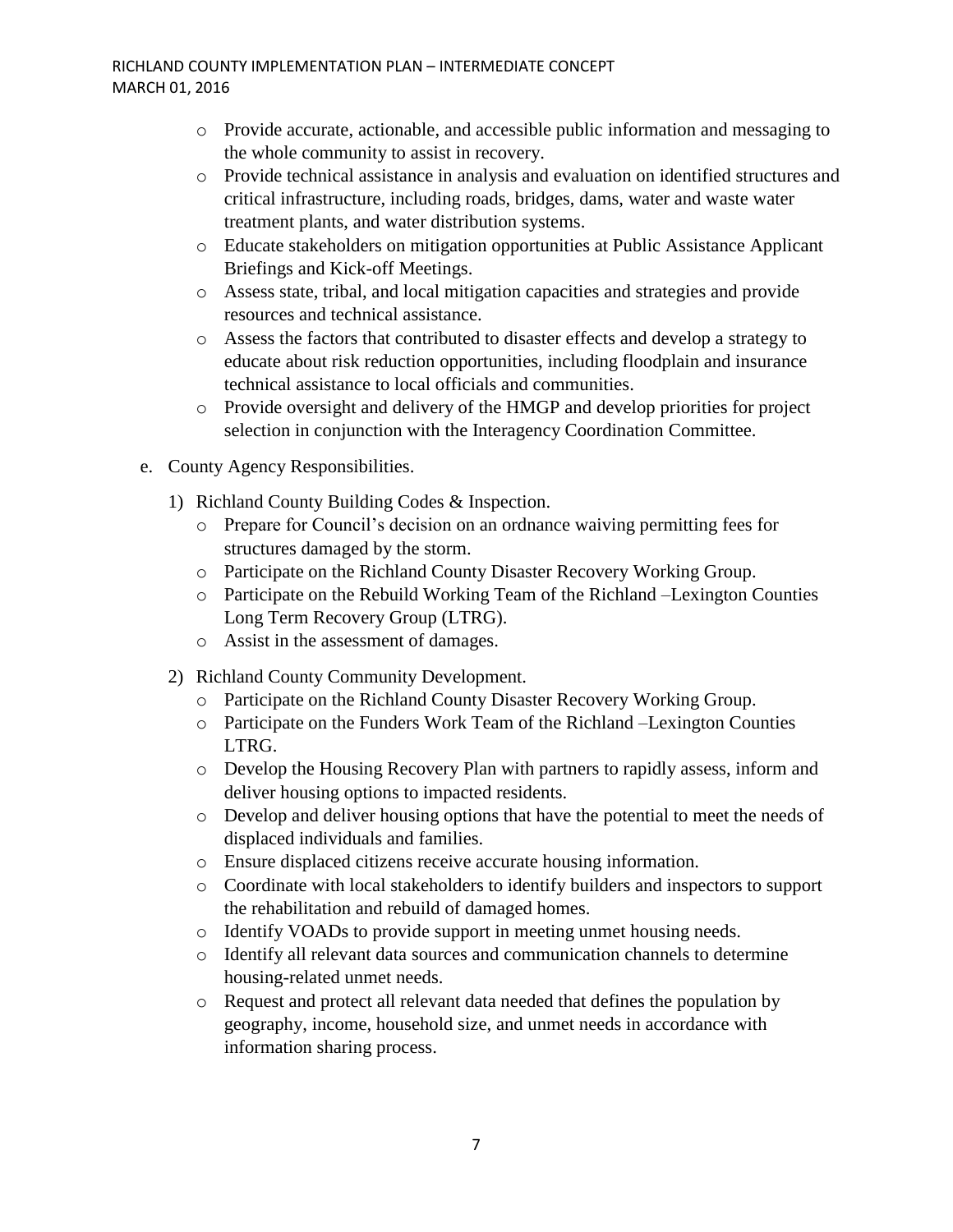- Provide accurate, actionable, and accessible public information and messaging to the whole community to assist in recovery.
- Provide technical assistance in analysis and evaluation on identified structures and critical infrastructure, including roads, bridges, dams, water and waste water treatment plants, and water distribution systems.
- Educate stakeholders on mitigation opportunities at Public Assistance Applicant Briefings and Kick-off Meetings.
- Assess state, tribal, and local mitigation capacities and strategies and provide resources and technical assistance.
- Assess the factors that contributed to disaster effects and develop a strategy to educate about risk reduction opportunities, including floodplain and insurance technical assistance to local officials and communities.
- Provide oversight and delivery of the HMGP and develop priorities for project selection in conjunction with the Interagency Coordination Committee.

e. County Agency Responsibilities.

1) Richland County Building Codes & Inspection.
   - Prepare for Council's decision on an ordnance waiving permitting fees for structures damaged by the storm.
   - Participate on the Richland County Disaster Recovery Working Group.
   - Participate on the Rebuild Working Team of the Richland –Lexington Counties Long Term Recovery Group (LTRG).
   - Assist in the assessment of damages.

2) Richland County Community Development.
   - Participate on the Richland County Disaster Recovery Working Group.
   - Participate on the Funders Work Team of the Richland –Lexington Counties LTRG.
   - Develop the Housing Recovery Plan with partners to rapidly assess, inform and deliver housing options to impacted residents.
   - Develop and deliver housing options that have the potential to meet the needs of displaced individuals and families.
   - Ensure displaced citizens receive accurate housing information.
   - Coordinate with local stakeholders to identify builders and inspectors to support the rehabilitation and rebuild of damaged homes.
   - Identify VOADs to provide support in meeting unmet housing needs.
   - Identify all relevant data sources and communication channels to determine housing-related unmet needs.
   - Request and protect all relevant data needed that defines the population by geography, income, household size, and unmet needs in accordance with information sharing process.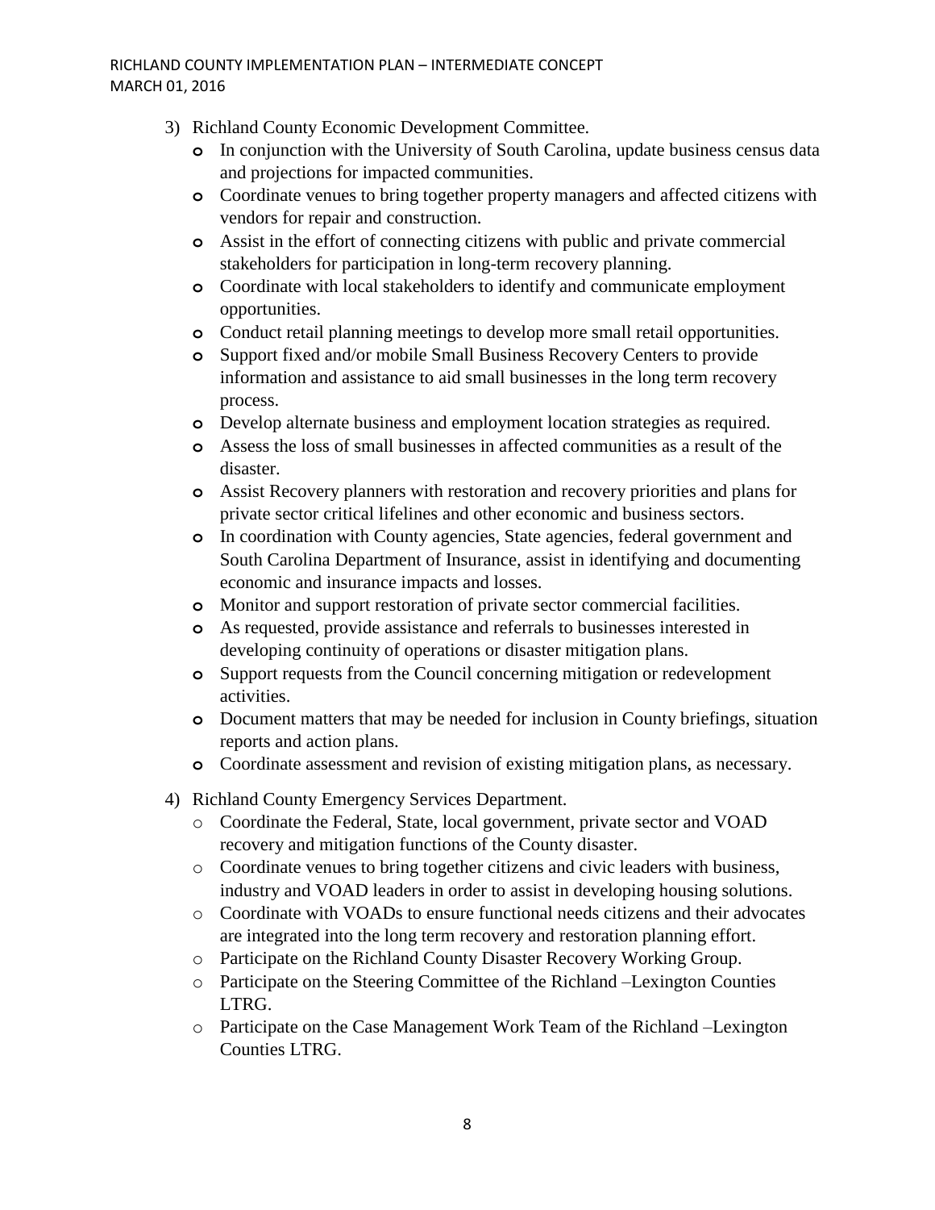3) Richland County Economic Development Committee.
   - In conjunction with the University of South Carolina, update business census data and projections for impacted communities.
   - Coordinate venues to bring together property managers and affected citizens with vendors for repair and construction.
   - Assist in the effort of connecting citizens with public and private commercial stakeholders for participation in long-term recovery planning.
   - Coordinate with local stakeholders to identify and communicate employment opportunities.
   - Conduct retail planning meetings to develop more small retail opportunities.
   - Support fixed and/or mobile Small Business Recovery Centers to provide information and assistance to aid small businesses in the long term recovery process.
   - Develop alternate business and employment location strategies as required.
   - Assess the loss of small businesses in affected communities as a result of the disaster.
   - Assist Recovery planners with restoration and recovery priorities and plans for private sector critical lifelines and other economic and business sectors.
   - In coordination with County agencies, State agencies, federal government and South Carolina Department of Insurance, assist in identifying and documenting economic and insurance impacts and losses.
   - Monitor and support restoration of private sector commercial facilities.
   - As requested, provide assistance and referrals to businesses interested in developing continuity of operations or disaster mitigation plans.
   - Support requests from the Council concerning mitigation or redevelopment activities.
   - Document matters that may be needed for inclusion in County briefings, situation reports and action plans.
   - Coordinate assessment and revision of existing mitigation plans, as necessary.

4) Richland County Emergency Services Department.
   - Coordinate the Federal, State, local government, private sector and VOAD recovery and mitigation functions of the County disaster.
   - Coordinate venues to bring together citizens and civic leaders with business, industry and VOAD leaders in order to assist in developing housing solutions.
   - Coordinate with VOADs to ensure functional needs citizens and their advocates are integrated into the long term recovery and restoration planning effort.
   - Participate on the Richland County Disaster Recovery Working Group.
   - Participate on the Steering Committee of the Richland –Lexington Counties LTRG.
   - Participate on the Case Management Work Team of the Richland –Lexington Counties LTRG.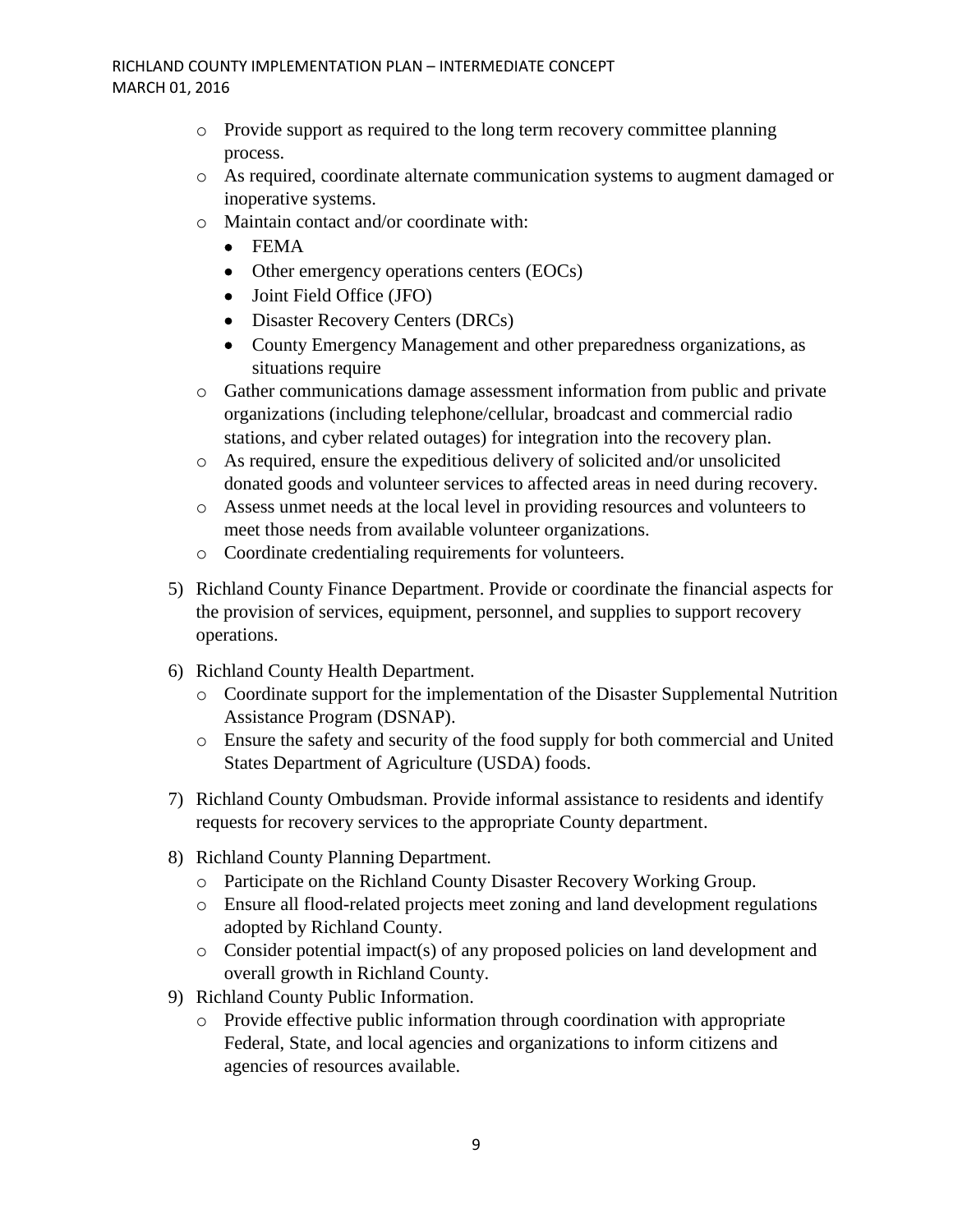- Provide support as required to the long term recovery committee planning process.
- As required, coordinate alternate communication systems to augment damaged or inoperative systems.
- Maintain contact and/or coordinate with:
  - FEMA
  - Other emergency operations centers (EOCs)
  - Joint Field Office (JFO)
  - Disaster Recovery Centers (DRCs)
  - County Emergency Management and other preparedness organizations, as situations require
- Gather communications damage assessment information from public and private organizations (including telephone/cellular, broadcast and commercial radio stations, and cyber related outages) for integration into the recovery plan.
- As required, ensure the expeditious delivery of solicited and/or unsolicited donated goods and volunteer services to affected areas in need during recovery.
- Assess unmet needs at the local level in providing resources and volunteers to meet those needs from available volunteer organizations.
- Coordinate credentialing requirements for volunteers.

5) Richland County Finance Department. Provide or coordinate the financial aspects for the provision of services, equipment, personnel, and supplies to support recovery operations.

6) Richland County Health Department.
   - Coordinate support for the implementation of the Disaster Supplemental Nutrition Assistance Program (DSNAP).
   - Ensure the safety and security of the food supply for both commercial and United States Department of Agriculture (USDA) foods.

7) Richland County Ombudsman. Provide informal assistance to residents and identify requests for recovery services to the appropriate County department.

8) Richland County Planning Department.
   - Participate on the Richland County Disaster Recovery Working Group.
   - Ensure all flood-related projects meet zoning and land development regulations adopted by Richland County.
   - Consider potential impact(s) of any proposed policies on land development and overall growth in Richland County.

9) Richland County Public Information.
   - Provide effective public information through coordination with appropriate Federal, State, and local agencies and organizations to inform citizens and agencies of resources available.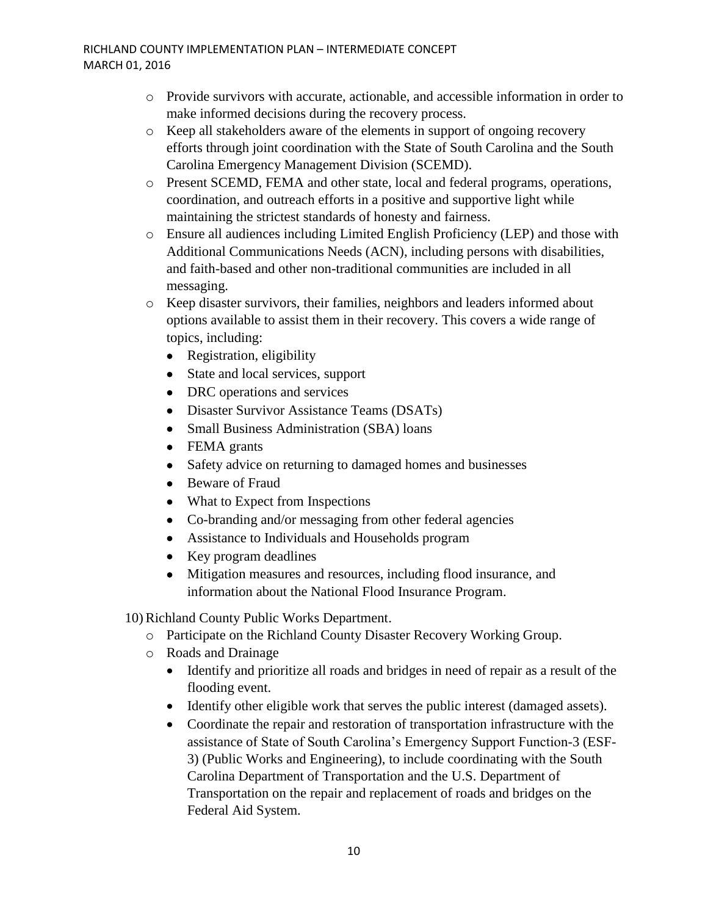- Provide survivors with accurate, actionable, and accessible information in order to make informed decisions during the recovery process.
- Keep all stakeholders aware of the elements in support of ongoing recovery efforts through joint coordination with the State of South Carolina and the South Carolina Emergency Management Division (SCEMD).
- Present SCEMD, FEMA and other state, local and federal programs, operations, coordination, and outreach efforts in a positive and supportive light while maintaining the strictest standards of honesty and fairness.
- Ensure all audiences including Limited English Proficiency (LEP) and those with Additional Communications Needs (ACN), including persons with disabilities, and faith-based and other non-traditional communities are included in all messaging.
- Keep disaster survivors, their families, neighbors and leaders informed about options available to assist them in their recovery. This covers a wide range of topics, including:
  - Registration, eligibility
  - State and local services, support
  - DRC operations and services
  - Disaster Survivor Assistance Teams (DSATs)
  - Small Business Administration (SBA) loans
  - FEMA grants
  - Safety advice on returning to damaged homes and businesses
  - Beware of Fraud
  - What to Expect from Inspections
  - Co-branding and/or messaging from other federal agencies
  - Assistance to Individuals and Households program
  - Key program deadlines
  - Mitigation measures and resources, including flood insurance, and information about the National Flood Insurance Program.

10) Richland County Public Works Department.
- Participate on the Richland County Disaster Recovery Working Group.
- Roads and Drainage
  - Identify and prioritize all roads and bridges in need of repair as a result of the flooding event.
  - Identify other eligible work that serves the public interest (damaged assets).
  - Coordinate the repair and restoration of transportation infrastructure with the assistance of State of South Carolina's Emergency Support Function-3 (ESF-3) (Public Works and Engineering), to include coordinating with the South Carolina Department of Transportation and the U.S. Department of Transportation on the repair and replacement of roads and bridges on the Federal Aid System.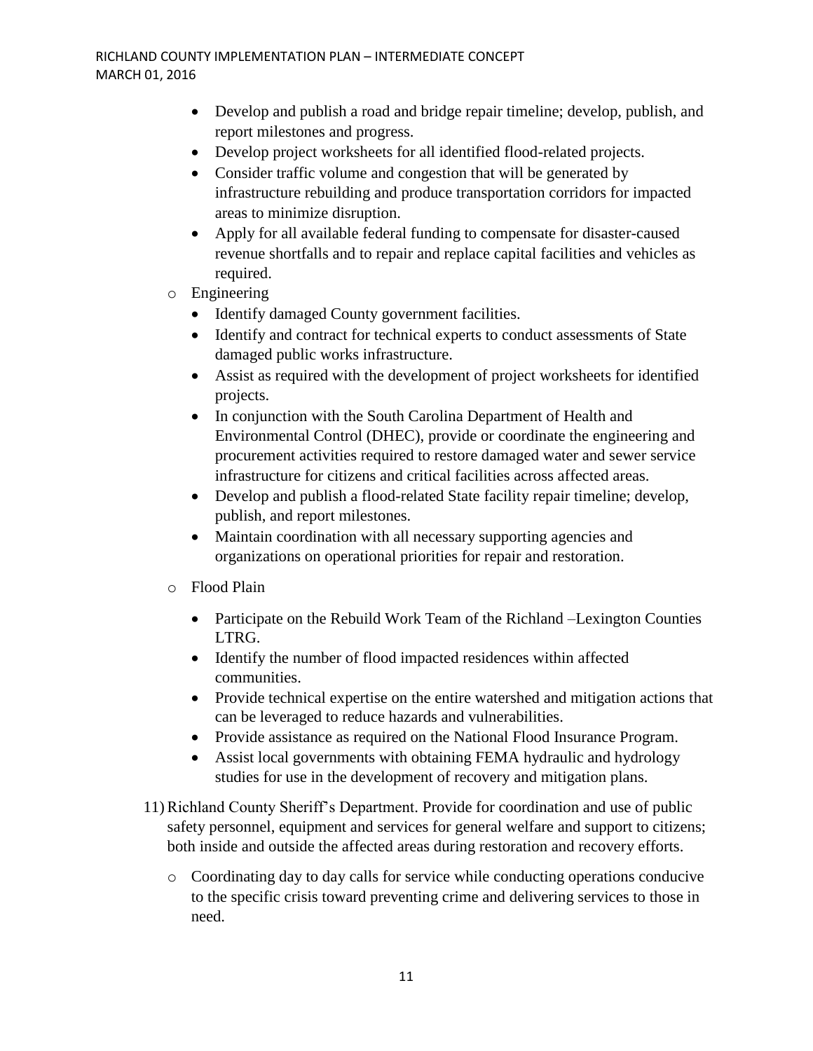- Develop and publish a road and bridge repair timeline; develop, publish, and report milestones and progress.
- Develop project worksheets for all identified flood-related projects.
- Consider traffic volume and congestion that will be generated by infrastructure rebuilding and produce transportation corridors for impacted areas to minimize disruption.
- Apply for all available federal funding to compensate for disaster-caused revenue shortfalls and to repair and replace capital facilities and vehicles as required.

  - Engineering
    - Identify damaged County government facilities.
    - Identify and contract for technical experts to conduct assessments of State damaged public works infrastructure.
    - Assist as required with the development of project worksheets for identified projects.
    - In conjunction with the South Carolina Department of Health and Environmental Control (DHEC), provide or coordinate the engineering and procurement activities required to restore damaged water and sewer service infrastructure for citizens and critical facilities across affected areas.
    - Develop and publish a flood-related State facility repair timeline; develop, publish, and report milestones.
    - Maintain coordination with all necessary supporting agencies and organizations on operational priorities for repair and restoration.
  - Flood Plain
    - Participate on the Rebuild Work Team of the Richland –Lexington Counties LTRG.
    - Identify the number of flood impacted residences within affected communities.
    - Provide technical expertise on the entire watershed and mitigation actions that can be leveraged to reduce hazards and vulnerabilities.
    - Provide assistance as required on the National Flood Insurance Program.
    - Assist local governments with obtaining FEMA hydraulic and hydrology studies for use in the development of recovery and mitigation plans.

11) Richland County Sheriff's Department. Provide for coordination and use of public safety personnel, equipment and services for general welfare and support to citizens; both inside and outside the affected areas during restoration and recovery efforts.
   - Coordinating day to day calls for service while conducting operations conducive to the specific crisis toward preventing crime and delivering services to those in need.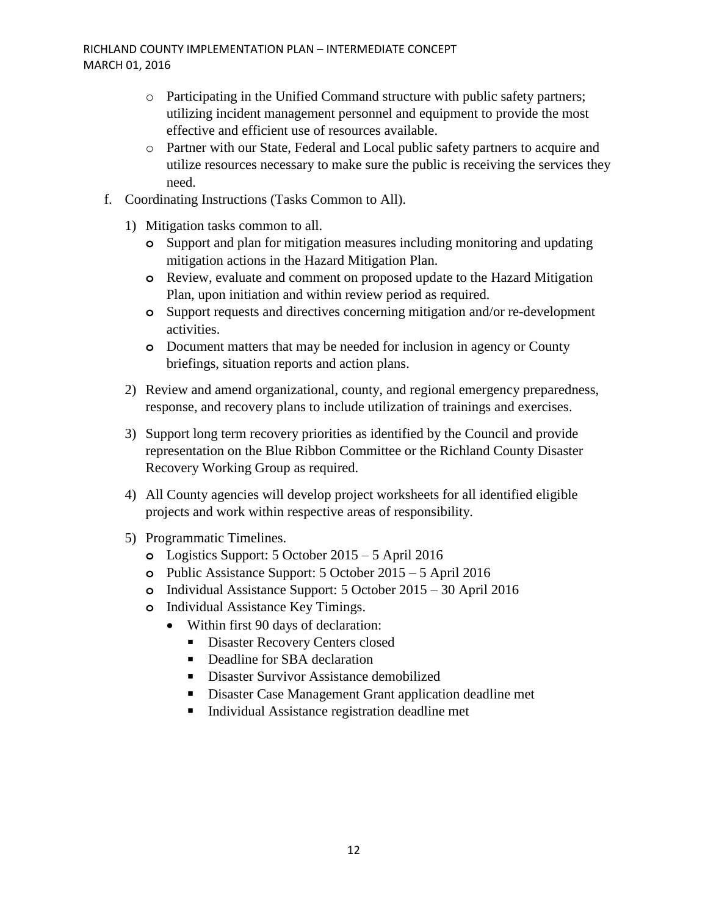- Participating in the Unified Command structure with public safety partners; utilizing incident management personnel and equipment to provide the most effective and efficient use of resources available.
  - Partner with our State, Federal and Local public safety partners to acquire and utilize resources necessary to make sure the public is receiving the services they need.

f. Coordinating Instructions (Tasks Common to All).

   1) Mitigation tasks common to all.
      - Support and plan for mitigation measures including monitoring and updating mitigation actions in the Hazard Mitigation Plan.
      - Review, evaluate and comment on proposed update to the Hazard Mitigation Plan, upon initiation and within review period as required.
      - Support requests and directives concerning mitigation and/or re-development activities.
      - Document matters that may be needed for inclusion in agency or County briefings, situation reports and action plans.

   2) Review and amend organizational, county, and regional emergency preparedness, response, and recovery plans to include utilization of trainings and exercises.

   3) Support long term recovery priorities as identified by the Council and provide representation on the Blue Ribbon Committee or the Richland County Disaster Recovery Working Group as required.

   4) All County agencies will develop project worksheets for all identified eligible projects and work within respective areas of responsibility.

   5) Programmatic Timelines.
      - Logistics Support: 5 October 2015 – 5 April 2016
      - Public Assistance Support: 5 October 2015 – 5 April 2016
      - Individual Assistance Support: 5 October 2015 – 30 April 2016
      - Individual Assistance Key Timings.
        - Within first 90 days of declaration:
          - Disaster Recovery Centers closed
          - Deadline for SBA declaration
          - Disaster Survivor Assistance demobilized
          - Disaster Case Management Grant application deadline met
          - Individual Assistance registration deadline met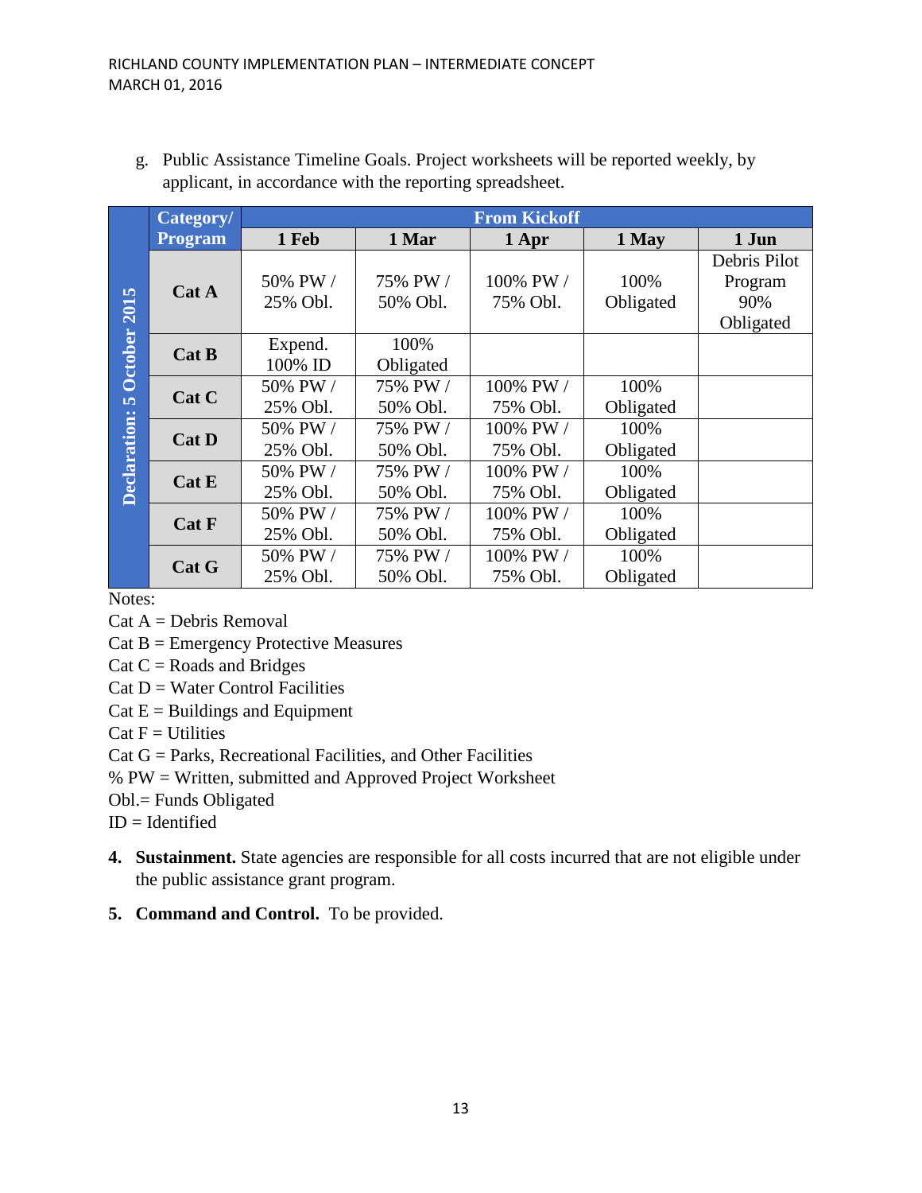g. Public Assistance Timeline Goals. Project worksheets will be reported weekly, by applicant, in accordance with the reporting spreadsheet.

| | Category/ Program | From Kickoff | | | | |
|---|---|---|---|---|---|---|
| | | 1 Feb | 1 Mar | 1 Apr | 1 May | 1 Jun |
| Declaration: 5 October 2015 | Cat A | 50% PW / 25% Obl. | 75% PW / 50% Obl. | 100% PW / 75% Obl. | 100% Obligated | Debris Pilot Program 90% Obligated |
| | Cat B | Expend. 100% ID | 100% Obligated | | | |
| | Cat C | 50% PW / 25% Obl. | 75% PW / 50% Obl. | 100% PW / 75% Obl. | 100% Obligated | |
| | Cat D | 50% PW / 25% Obl. | 75% PW / 50% Obl. | 100% PW / 75% Obl. | 100% Obligated | |
| | Cat E | 50% PW / 25% Obl. | 75% PW / 50% Obl. | 100% PW / 75% Obl. | 100% Obligated | |
| | Cat F | 50% PW / 25% Obl. | 75% PW / 50% Obl. | 100% PW / 75% Obl. | 100% Obligated | |
| | Cat G | 50% PW / 25% Obl. | 75% PW / 50% Obl. | 100% PW / 75% Obl. | 100% Obligated | |

Notes:
Cat A = Debris Removal
Cat B = Emergency Protective Measures
Cat C = Roads and Bridges
Cat D = Water Control Facilities
Cat E = Buildings and Equipment
Cat F = Utilities
Cat G = Parks, Recreational Facilities, and Other Facilities
% PW = Written, submitted and Approved Project Worksheet
Obl.= Funds Obligated
ID = Identified

4. **Sustainment.** State agencies are responsible for all costs incurred that are not eligible under the public assistance grant program.

5. **Command and Control.** To be provided.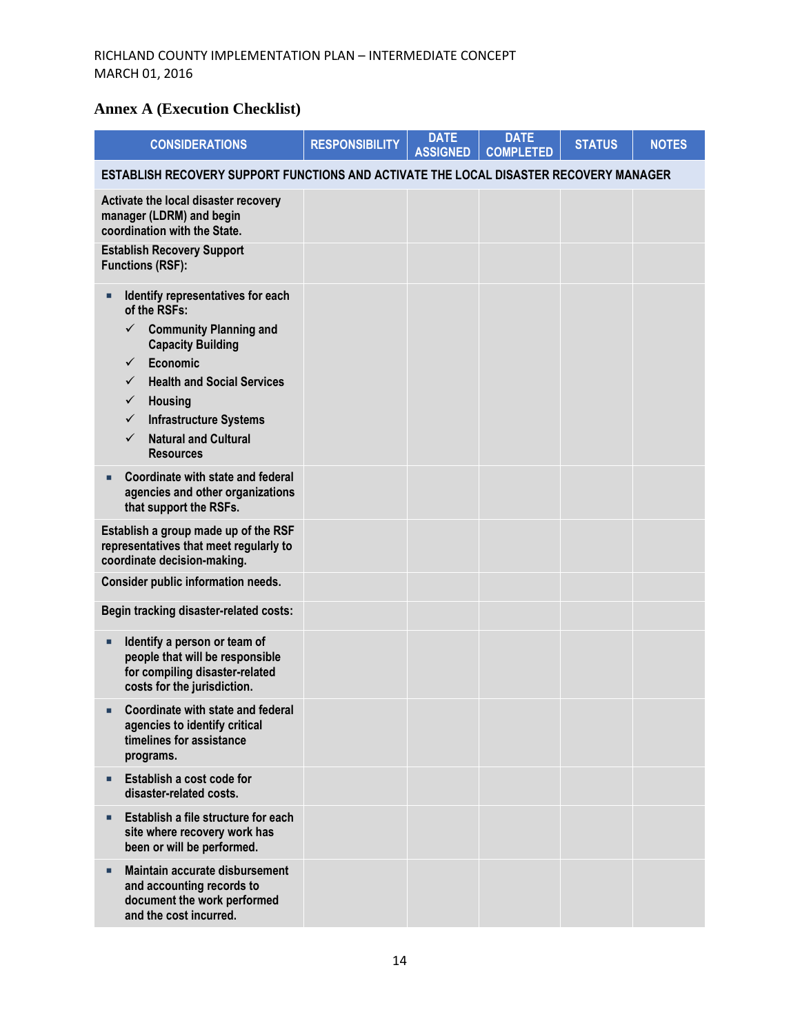## Annex A (Execution Checklist)

| CONSIDERATIONS | RESPONSIBILITY | DATE ASSIGNED | DATE COMPLETED | STATUS | NOTES |
|---|---|---|---|---|---|
| **ESTABLISH RECOVERY SUPPORT FUNCTIONS AND ACTIVATE THE LOCAL DISASTER RECOVERY MANAGER** | | | | | |
| Activate the local disaster recovery manager (LDRM) and begin coordination with the State. | | | | | |
| Establish Recovery Support Functions (RSF): | | | | | |
| ▪ Identify representatives for each of the RSFs:<br>✓ Community Planning and Capacity Building<br>✓ Economic<br>✓ Health and Social Services<br>✓ Housing<br>✓ Infrastructure Systems<br>✓ Natural and Cultural Resources | | | | | |
| ▪ Coordinate with state and federal agencies and other organizations that support the RSFs. | | | | | |
| Establish a group made up of the RSF representatives that meet regularly to coordinate decision-making. | | | | | |
| Consider public information needs. | | | | | |
| Begin tracking disaster-related costs: | | | | | |
| ▪ Identify a person or team of people that will be responsible for compiling disaster-related costs for the jurisdiction. | | | | | |
| ▪ Coordinate with state and federal agencies to identify critical timelines for assistance programs. | | | | | |
| ▪ Establish a cost code for disaster-related costs. | | | | | |
| ▪ Establish a file structure for each site where recovery work has been or will be performed. | | | | | |
| ▪ Maintain accurate disbursement and accounting records to document the work performed and the cost incurred. | | | | | |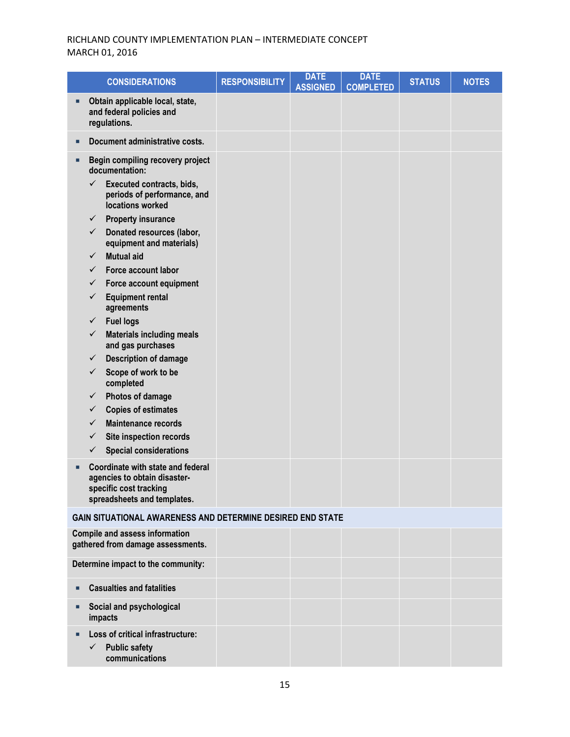| CONSIDERATIONS | RESPONSIBILITY | DATE ASSIGNED | DATE COMPLETED | STATUS | NOTES |
|---|---|---|---|---|---|
| ▪ Obtain applicable local, state, and federal policies and regulations. | | | | | |
| ▪ Document administrative costs. | | | | | |
| ▪ Begin compiling recovery project documentation:<br>✓ Executed contracts, bids, periods of performance, and locations worked<br>✓ Property insurance<br>✓ Donated resources (labor, equipment and materials)<br>✓ Mutual aid<br>✓ Force account labor<br>✓ Force account equipment<br>✓ Equipment rental agreements<br>✓ Fuel logs<br>✓ Materials including meals and gas purchases<br>✓ Description of damage<br>✓ Scope of work to be completed<br>✓ Photos of damage<br>✓ Copies of estimates<br>✓ Maintenance records<br>✓ Site inspection records<br>✓ Special considerations | | | | | |
| ▪ Coordinate with state and federal agencies to obtain disaster-specific cost tracking spreadsheets and templates. | | | | | |
| **GAIN SITUATIONAL AWARENESS AND DETERMINE DESIRED END STATE** | | | | | |
| Compile and assess information gathered from damage assessments. | | | | | |
| Determine impact to the community: | | | | | |
| ▪ Casualties and fatalities | | | | | |
| ▪ Social and psychological impacts | | | | | |
| ▪ Loss of critical infrastructure:<br>✓ Public safety communications | | | | | |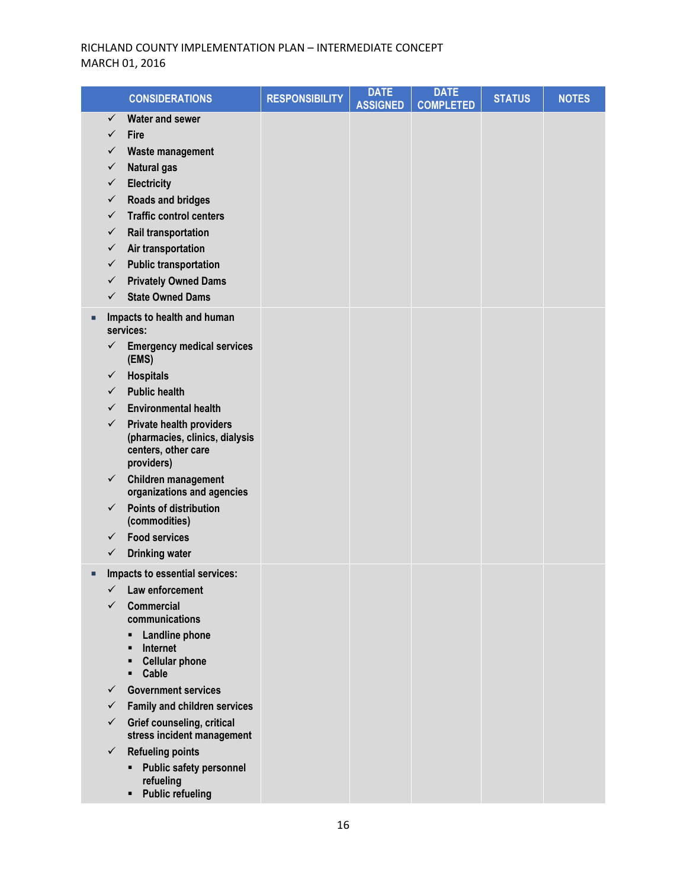| CONSIDERATIONS | RESPONSIBILITY | DATE ASSIGNED | DATE COMPLETED | STATUS | NOTES |
|---|---|---|---|---|---|
| ✓ Water and sewer<br>✓ Fire<br>✓ Waste management<br>✓ Natural gas<br>✓ Electricity<br>✓ Roads and bridges<br>✓ Traffic control centers<br>✓ Rail transportation<br>✓ Air transportation<br>✓ Public transportation<br>✓ Privately Owned Dams<br>✓ State Owned Dams | | | | | |
| ▪ Impacts to health and human services:<br>✓ Emergency medical services (EMS)<br>✓ Hospitals<br>✓ Public health<br>✓ Environmental health<br>✓ Private health providers (pharmacies, clinics, dialysis centers, other care providers)<br>✓ Children management organizations and agencies<br>✓ Points of distribution (commodities)<br>✓ Food services<br>✓ Drinking water | | | | | |
| ▪ Impacts to essential services:<br>✓ Law enforcement<br>✓ Commercial communications<br>▪ Landline phone<br>▪ Internet<br>▪ Cellular phone<br>▪ Cable<br>✓ Government services<br>✓ Family and children services<br>✓ Grief counseling, critical stress incident management<br>✓ Refueling points<br>▪ Public safety personnel refueling<br>▪ Public refueling | | | | | |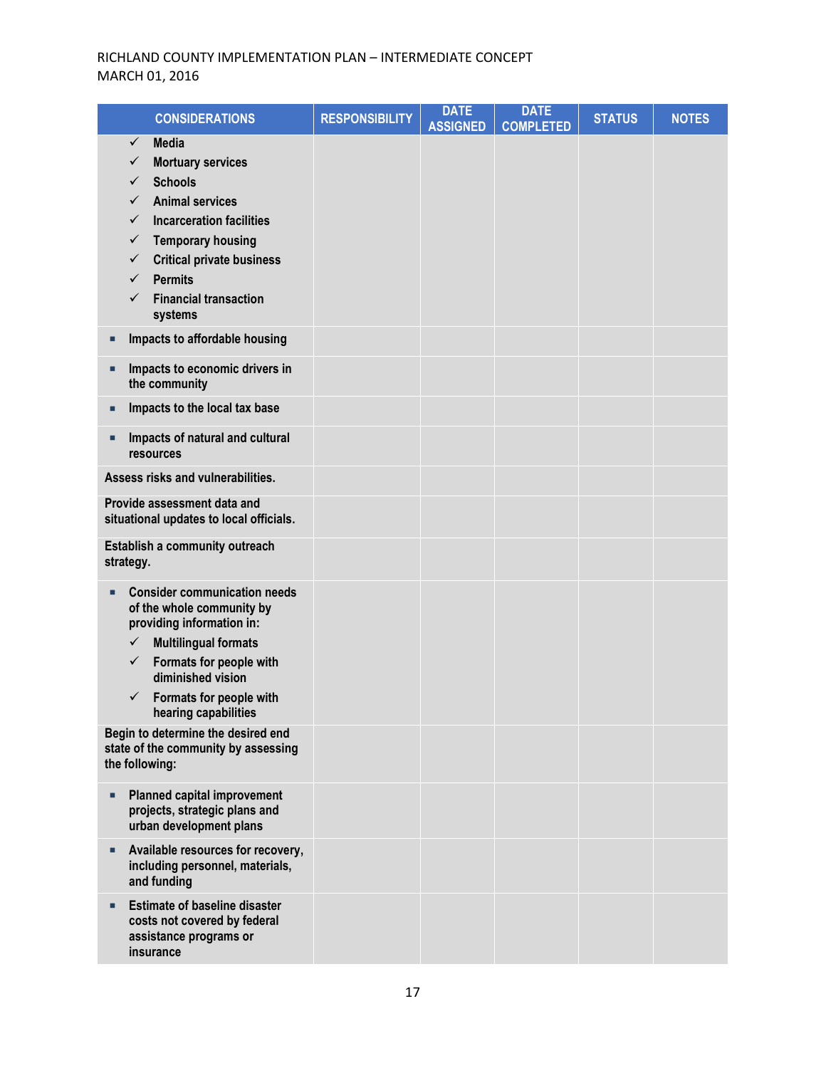| CONSIDERATIONS | RESPONSIBILITY | DATE ASSIGNED | DATE COMPLETED | STATUS | NOTES |
|---|---|---|---|---|---|
| ✓ Media<br>✓ Mortuary services<br>✓ Schools<br>✓ Animal services<br>✓ Incarceration facilities<br>✓ Temporary housing<br>✓ Critical private business<br>✓ Permits<br>✓ Financial transaction systems | | | | | |
| ▪ Impacts to affordable housing | | | | | |
| ▪ Impacts to economic drivers in the community | | | | | |
| ▪ Impacts to the local tax base | | | | | |
| ▪ Impacts of natural and cultural resources | | | | | |
| Assess risks and vulnerabilities. | | | | | |
| Provide assessment data and situational updates to local officials. | | | | | |
| Establish a community outreach strategy. | | | | | |
| ▪ Consider communication needs of the whole community by providing information in:<br>✓ Multilingual formats<br>✓ Formats for people with diminished vision<br>✓ Formats for people with hearing capabilities | | | | | |
| Begin to determine the desired end state of the community by assessing the following: | | | | | |
| ▪ Planned capital improvement projects, strategic plans and urban development plans | | | | | |
| ▪ Available resources for recovery, including personnel, materials, and funding | | | | | |
| ▪ Estimate of baseline disaster costs not covered by federal assistance programs or insurance | | | | | |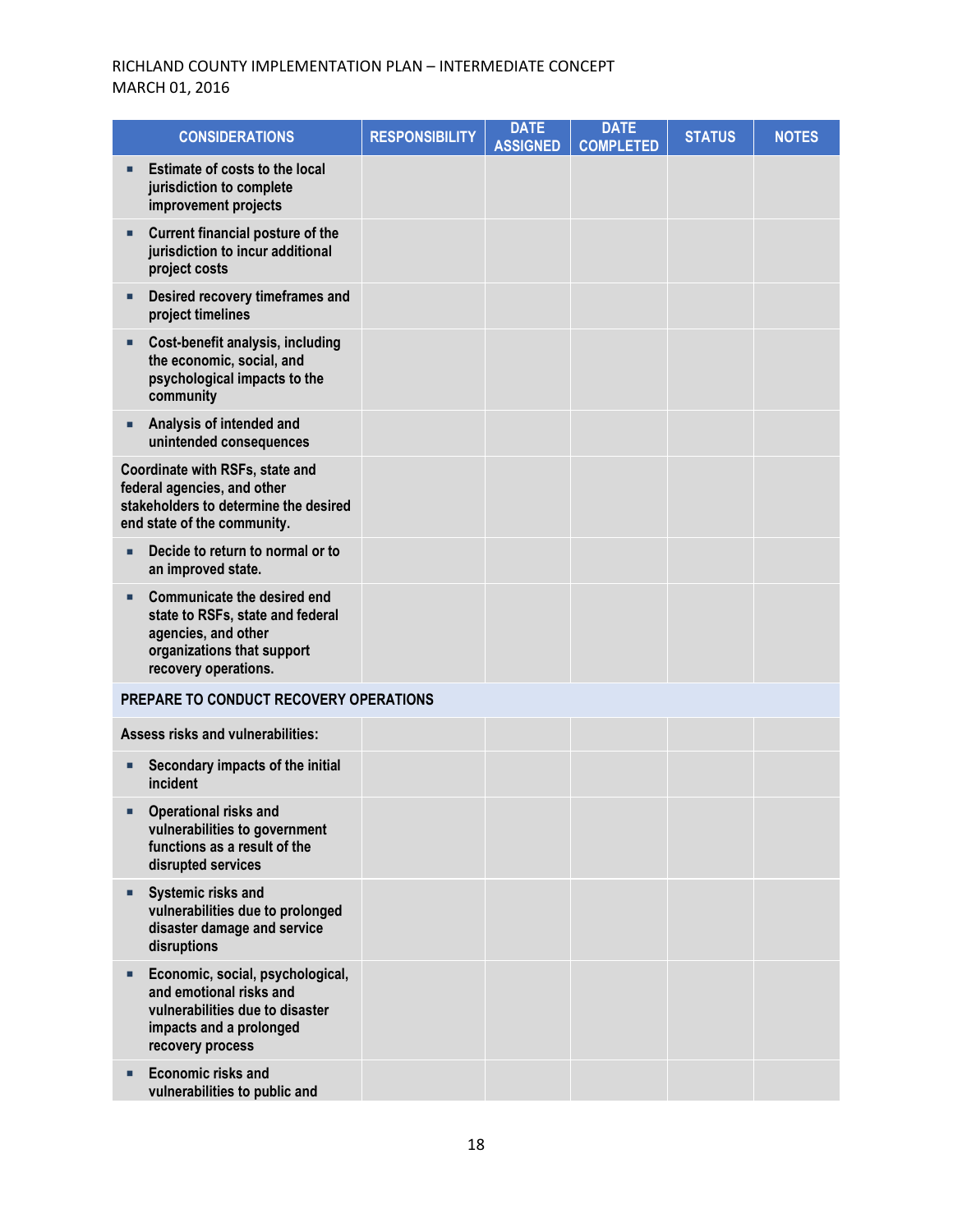| CONSIDERATIONS | RESPONSIBILITY | DATE ASSIGNED | DATE COMPLETED | STATUS | NOTES |
|---|---|---|---|---|---|
| ▪ Estimate of costs to the local jurisdiction to complete improvement projects | | | | | |
| ▪ Current financial posture of the jurisdiction to incur additional project costs | | | | | |
| ▪ Desired recovery timeframes and project timelines | | | | | |
| ▪ Cost-benefit analysis, including the economic, social, and psychological impacts to the community | | | | | |
| ▪ Analysis of intended and unintended consequences | | | | | |
| Coordinate with RSFs, state and federal agencies, and other stakeholders to determine the desired end state of the community. | | | | | |
| ▪ Decide to return to normal or to an improved state. | | | | | |
| ▪ Communicate the desired end state to RSFs, state and federal agencies, and other organizations that support recovery operations. | | | | | |
| **PREPARE TO CONDUCT RECOVERY OPERATIONS** | | | | | |
| Assess risks and vulnerabilities: | | | | | |
| ▪ Secondary impacts of the initial incident | | | | | |
| ▪ Operational risks and vulnerabilities to government functions as a result of the disrupted services | | | | | |
| ▪ Systemic risks and vulnerabilities due to prolonged disaster damage and service disruptions | | | | | |
| ▪ Economic, social, psychological, and emotional risks and vulnerabilities due to disaster impacts and a prolonged recovery process | | | | | |
| ▪ Economic risks and vulnerabilities to public and | | | | | |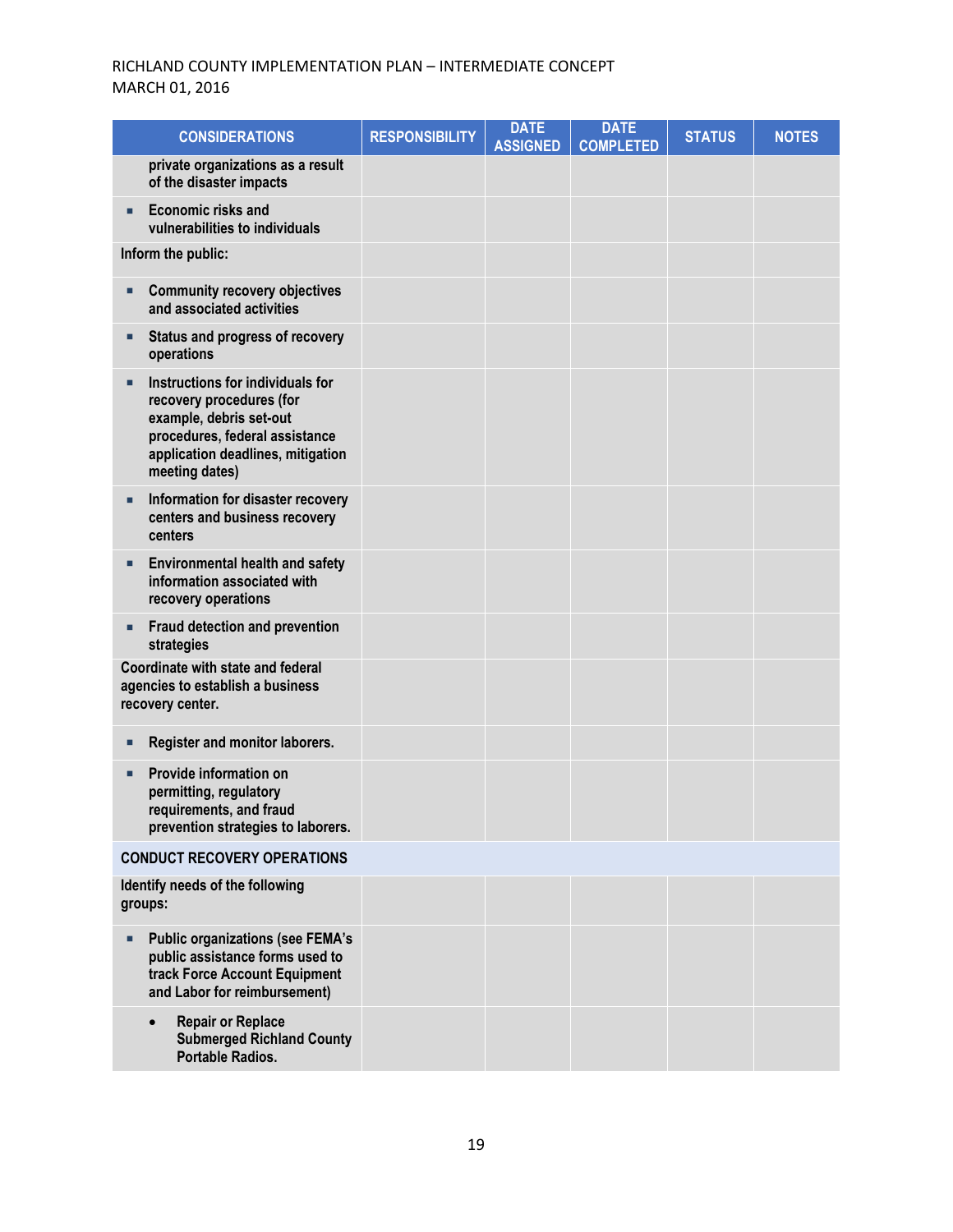| CONSIDERATIONS | RESPONSIBILITY | DATE ASSIGNED | DATE COMPLETED | STATUS | NOTES |
|---|---|---|---|---|---|
| private organizations as a result of the disaster impacts | | | | | |
| ▪ Economic risks and vulnerabilities to individuals | | | | | |
| **Inform the public:** | | | | | |
| ▪ Community recovery objectives and associated activities | | | | | |
| ▪ Status and progress of recovery operations | | | | | |
| ▪ Instructions for individuals for recovery procedures (for example, debris set-out procedures, federal assistance application deadlines, mitigation meeting dates) | | | | | |
| ▪ Information for disaster recovery centers and business recovery centers | | | | | |
| ▪ Environmental health and safety information associated with recovery operations | | | | | |
| ▪ Fraud detection and prevention strategies | | | | | |
| **Coordinate with state and federal agencies to establish a business recovery center.** | | | | | |
| ▪ Register and monitor laborers. | | | | | |
| ▪ Provide information on permitting, regulatory requirements, and fraud prevention strategies to laborers. | | | | | |
| **CONDUCT RECOVERY OPERATIONS** | | | | | |
| **Identify needs of the following groups:** | | | | | |
| ▪ Public organizations (see FEMA's public assistance forms used to track Force Account Equipment and Labor for reimbursement) | | | | | |
| • Repair or Replace Submerged Richland County Portable Radios. | | | | | |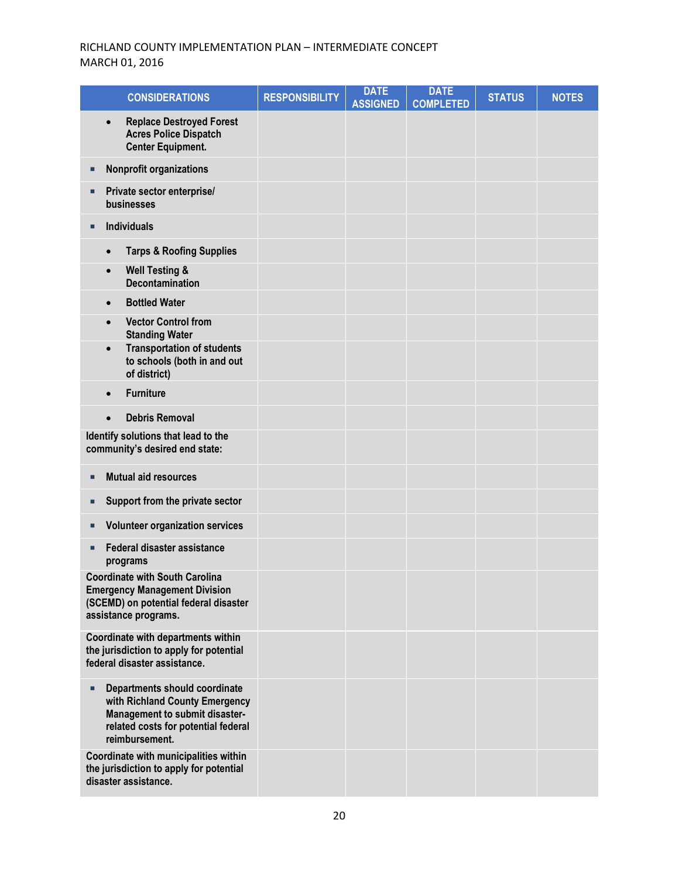| CONSIDERATIONS | RESPONSIBILITY | DATE ASSIGNED | DATE COMPLETED | STATUS | NOTES |
|---|---|---|---|---|---|
| • Replace Destroyed Forest Acres Police Dispatch Center Equipment. | | | | | |
| ▪ Nonprofit organizations | | | | | |
| ▪ Private sector enterprise/ businesses | | | | | |
| ▪ Individuals | | | | | |
| • Tarps & Roofing Supplies | | | | | |
| • Well Testing & Decontamination | | | | | |
| • Bottled Water | | | | | |
| • Vector Control from Standing Water | | | | | |
| • Transportation of students to schools (both in and out of district) | | | | | |
| • Furniture | | | | | |
| • Debris Removal | | | | | |
| Identify solutions that lead to the community's desired end state: | | | | | |
| ▪ Mutual aid resources | | | | | |
| ▪ Support from the private sector | | | | | |
| ▪ Volunteer organization services | | | | | |
| ▪ Federal disaster assistance programs | | | | | |
| Coordinate with South Carolina Emergency Management Division (SCEMD) on potential federal disaster assistance programs. | | | | | |
| Coordinate with departments within the jurisdiction to apply for potential federal disaster assistance. | | | | | |
| ▪ Departments should coordinate with Richland County Emergency Management to submit disaster-related costs for potential federal reimbursement. | | | | | |
| Coordinate with municipalities within the jurisdiction to apply for potential disaster assistance. | | | | | |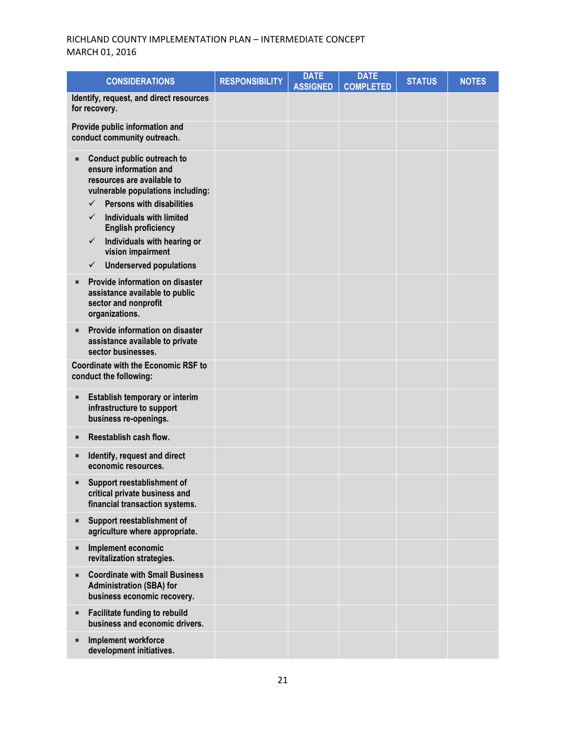| CONSIDERATIONS | RESPONSIBILITY | DATE ASSIGNED | DATE COMPLETED | STATUS | NOTES |
|---|---|---|---|---|---|
| **Identify, request, and direct resources for recovery.** | | | | | |
| **Provide public information and conduct community outreach.** | | | | | |
| ▪ **Conduct public outreach to ensure information and resources are available to vulnerable populations including:**<br>✓ **Persons with disabilities**<br>✓ **Individuals with limited English proficiency**<br>✓ **Individuals with hearing or vision impairment**<br>✓ **Underserved populations** | | | | | |
| ▪ **Provide information on disaster assistance available to public sector and nonprofit organizations.** | | | | | |
| ▪ **Provide information on disaster assistance available to private sector businesses.** | | | | | |
| **Coordinate with the Economic RSF to conduct the following:** | | | | | |
| ▪ **Establish temporary or interim infrastructure to support business re-openings.** | | | | | |
| ▪ **Reestablish cash flow.** | | | | | |
| ▪ **Identify, request and direct economic resources.** | | | | | |
| ▪ **Support reestablishment of critical private business and financial transaction systems.** | | | | | |
| ▪ **Support reestablishment of agriculture where appropriate.** | | | | | |
| ▪ **Implement economic revitalization strategies.** | | | | | |
| ▪ **Coordinate with Small Business Administration (SBA) for business economic recovery.** | | | | | |
| ▪ **Facilitate funding to rebuild business and economic drivers.** | | | | | |
| ▪ **Implement workforce development initiatives.** | | | | | |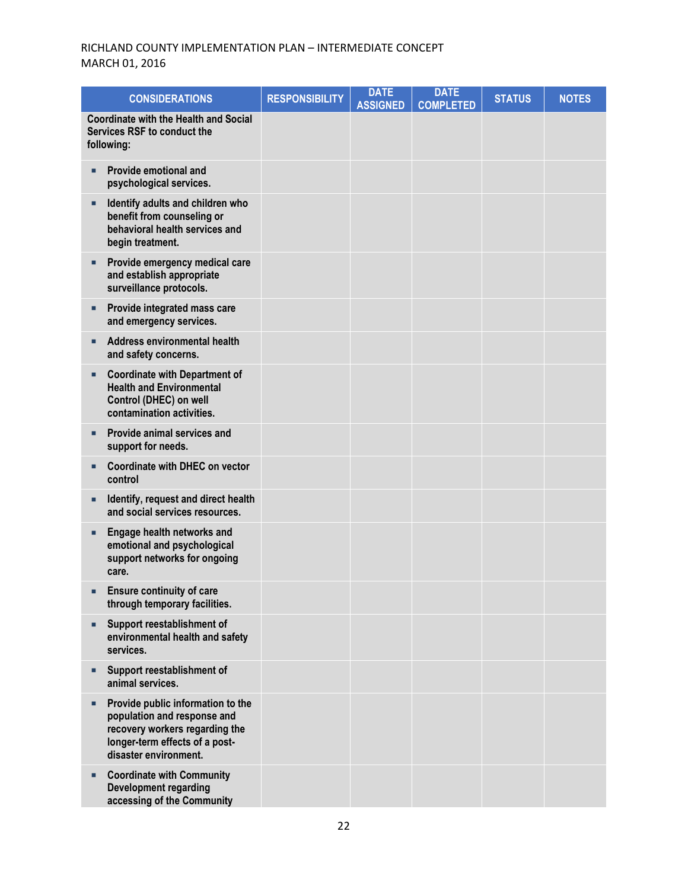| CONSIDERATIONS | RESPONSIBILITY | DATE ASSIGNED | DATE COMPLETED | STATUS | NOTES |
|---|---|---|---|---|---|
| **Coordinate with the Health and Social Services RSF to conduct the following:** | | | | | |
| ▪ **Provide emotional and psychological services.** | | | | | |
| ▪ **Identify adults and children who benefit from counseling or behavioral health services and begin treatment.** | | | | | |
| ▪ **Provide emergency medical care and establish appropriate surveillance protocols.** | | | | | |
| ▪ **Provide integrated mass care and emergency services.** | | | | | |
| ▪ **Address environmental health and safety concerns.** | | | | | |
| ▪ **Coordinate with Department of Health and Environmental Control (DHEC) on well contamination activities.** | | | | | |
| ▪ **Provide animal services and support for needs.** | | | | | |
| ▪ **Coordinate with DHEC on vector control** | | | | | |
| ▪ **Identify, request and direct health and social services resources.** | | | | | |
| ▪ **Engage health networks and emotional and psychological support networks for ongoing care.** | | | | | |
| ▪ **Ensure continuity of care through temporary facilities.** | | | | | |
| ▪ **Support reestablishment of environmental health and safety services.** | | | | | |
| ▪ **Support reestablishment of animal services.** | | | | | |
| ▪ **Provide public information to the population and response and recovery workers regarding the longer-term effects of a post-disaster environment.** | | | | | |
| ▪ **Coordinate with Community Development regarding accessing of the Community** | | | | | |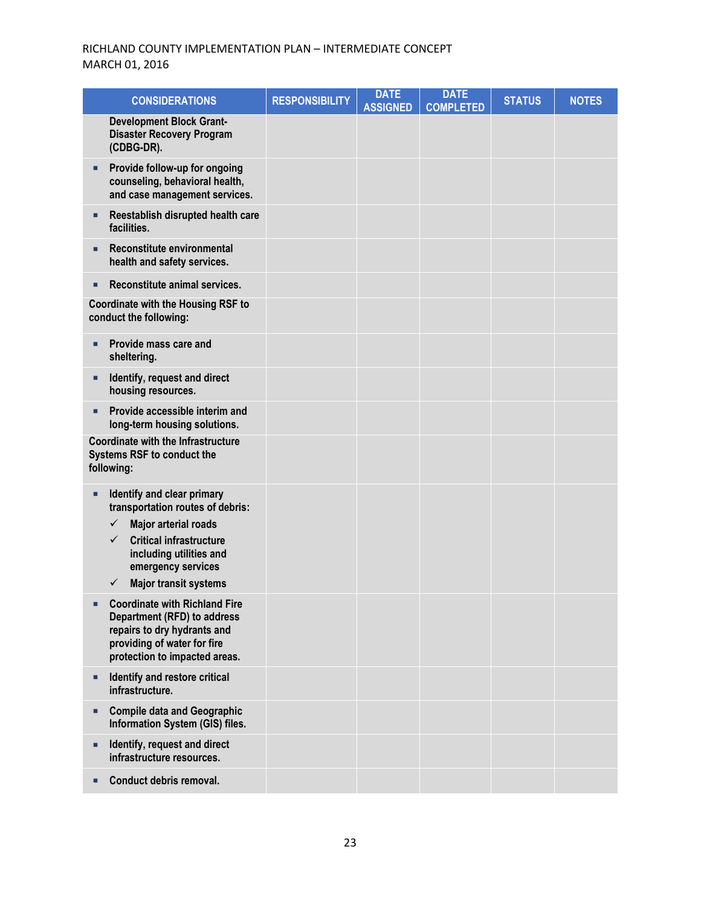| CONSIDERATIONS | RESPONSIBILITY | DATE ASSIGNED | DATE COMPLETED | STATUS | NOTES |
|---|---|---|---|---|---|
| Development Block Grant-Disaster Recovery Program (CDBG-DR). | | | | | |
| ▪ Provide follow-up for ongoing counseling, behavioral health, and case management services. | | | | | |
| ▪ Reestablish disrupted health care facilities. | | | | | |
| ▪ Reconstitute environmental health and safety services. | | | | | |
| ▪ Reconstitute animal services. | | | | | |
| Coordinate with the Housing RSF to conduct the following: | | | | | |
| ▪ Provide mass care and sheltering. | | | | | |
| ▪ Identify, request and direct housing resources. | | | | | |
| ▪ Provide accessible interim and long-term housing solutions. | | | | | |
| Coordinate with the Infrastructure Systems RSF to conduct the following: | | | | | |
| ▪ Identify and clear primary transportation routes of debris: ✓ Major arterial roads ✓ Critical infrastructure including utilities and emergency services ✓ Major transit systems | | | | | |
| ▪ Coordinate with Richland Fire Department (RFD) to address repairs to dry hydrants and providing of water for fire protection to impacted areas. | | | | | |
| ▪ Identify and restore critical infrastructure. | | | | | |
| ▪ Compile data and Geographic Information System (GIS) files. | | | | | |
| ▪ Identify, request and direct infrastructure resources. | | | | | |
| ▪ Conduct debris removal. | | | | | |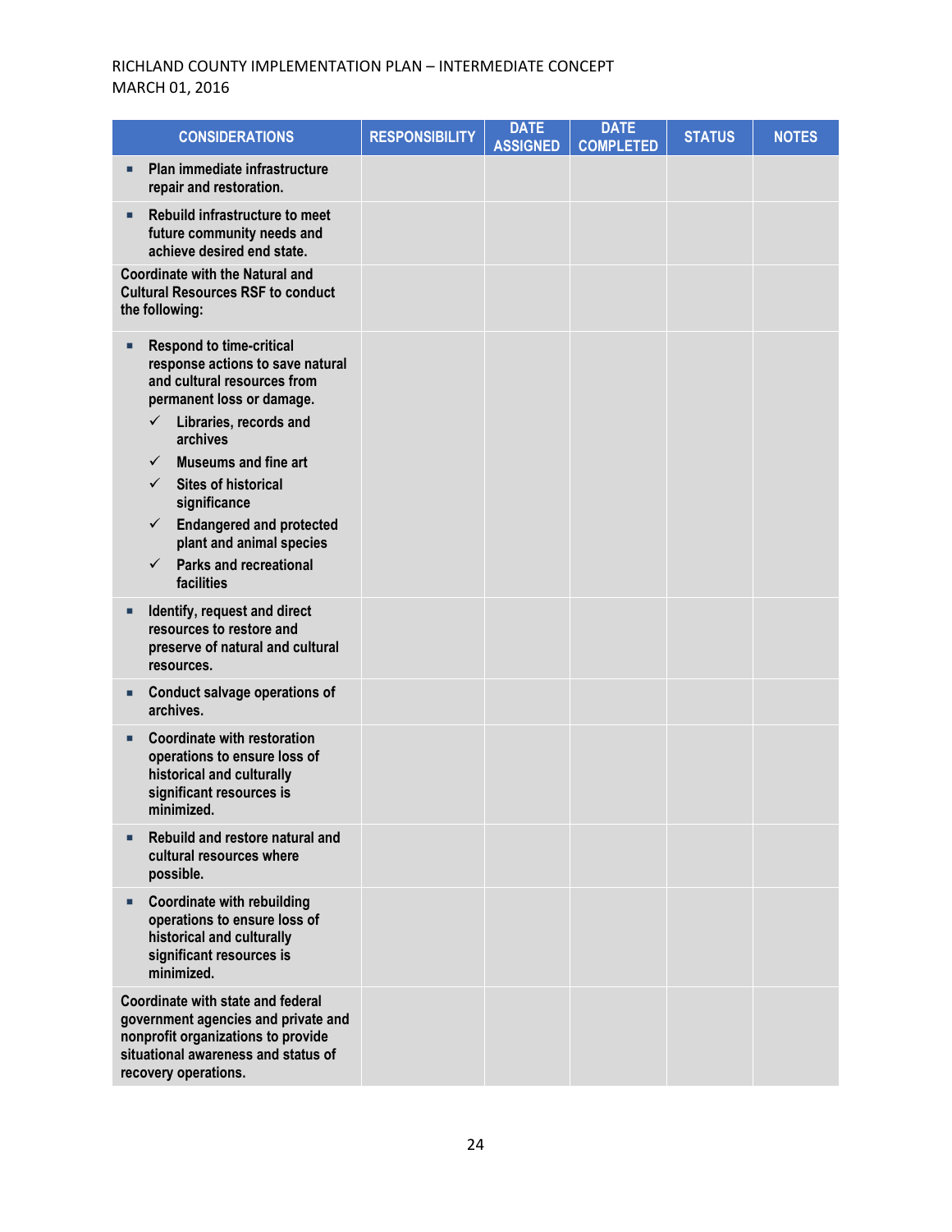| CONSIDERATIONS | RESPONSIBILITY | DATE ASSIGNED | DATE COMPLETED | STATUS | NOTES |
|---|---|---|---|---|---|
| ▪ Plan immediate infrastructure repair and restoration. | | | | | |
| ▪ Rebuild infrastructure to meet future community needs and achieve desired end state. | | | | | |
| Coordinate with the Natural and Cultural Resources RSF to conduct the following: | | | | | |
| ▪ Respond to time-critical response actions to save natural and cultural resources from permanent loss or damage.<br>✓ Libraries, records and archives<br>✓ Museums and fine art<br>✓ Sites of historical significance<br>✓ Endangered and protected plant and animal species<br>✓ Parks and recreational facilities | | | | | |
| ▪ Identify, request and direct resources to restore and preserve of natural and cultural resources. | | | | | |
| ▪ Conduct salvage operations of archives. | | | | | |
| ▪ Coordinate with restoration operations to ensure loss of historical and culturally significant resources is minimized. | | | | | |
| ▪ Rebuild and restore natural and cultural resources where possible. | | | | | |
| ▪ Coordinate with rebuilding operations to ensure loss of historical and culturally significant resources is minimized. | | | | | |
| Coordinate with state and federal government agencies and private and nonprofit organizations to provide situational awareness and status of recovery operations. | | | | | |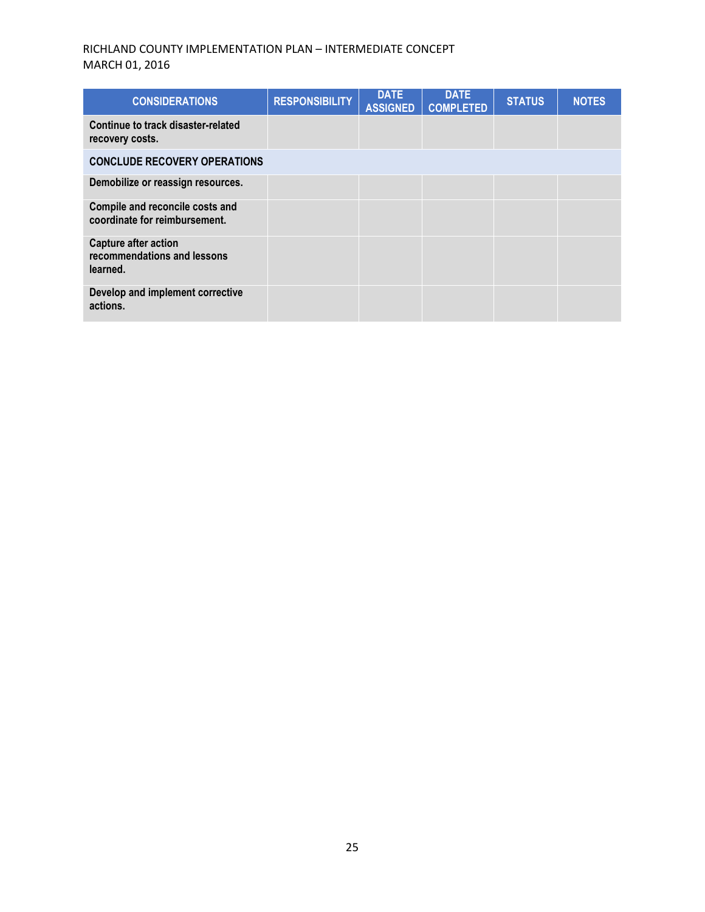| CONSIDERATIONS | RESPONSIBILITY | DATE ASSIGNED | DATE COMPLETED | STATUS | NOTES |
|---|---|---|---|---|---|
| **Continue to track disaster-related recovery costs.** | | | | | |
| **CONCLUDE RECOVERY OPERATIONS** | | | | | |
| **Demobilize or reassign resources.** | | | | | |
| **Compile and reconcile costs and coordinate for reimbursement.** | | | | | |
| **Capture after action recommendations and lessons learned.** | | | | | |
| **Develop and implement corrective actions.** | | | | | |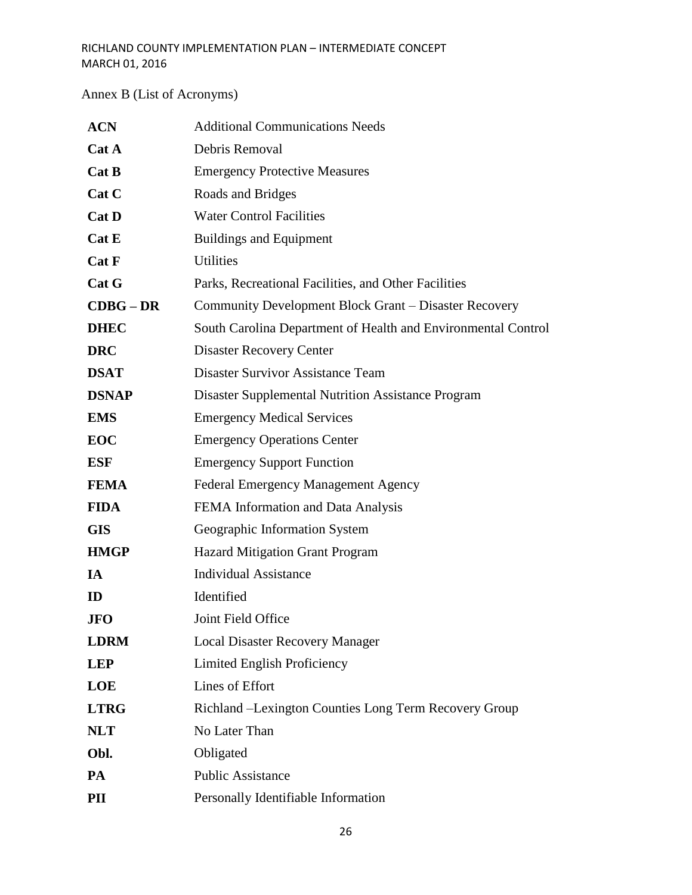Annex B (List of Acronyms)

| | |
|---|---|
| **ACN** | Additional Communications Needs |
| **Cat A** | Debris Removal |
| **Cat B** | Emergency Protective Measures |
| **Cat C** | Roads and Bridges |
| **Cat D** | Water Control Facilities |
| **Cat E** | Buildings and Equipment |
| **Cat F** | Utilities |
| **Cat G** | Parks, Recreational Facilities, and Other Facilities |
| **CDBG – DR** | Community Development Block Grant – Disaster Recovery |
| **DHEC** | South Carolina Department of Health and Environmental Control |
| **DRC** | Disaster Recovery Center |
| **DSAT** | Disaster Survivor Assistance Team |
| **DSNAP** | Disaster Supplemental Nutrition Assistance Program |
| **EMS** | Emergency Medical Services |
| **EOC** | Emergency Operations Center |
| **ESF** | Emergency Support Function |
| **FEMA** | Federal Emergency Management Agency |
| **FIDA** | FEMA Information and Data Analysis |
| **GIS** | Geographic Information System |
| **HMGP** | Hazard Mitigation Grant Program |
| **IA** | Individual Assistance |
| **ID** | Identified |
| **JFO** | Joint Field Office |
| **LDRM** | Local Disaster Recovery Manager |
| **LEP** | Limited English Proficiency |
| **LOE** | Lines of Effort |
| **LTRG** | Richland –Lexington Counties Long Term Recovery Group |
| **NLT** | No Later Than |
| **Obl.** | Obligated |
| **PA** | Public Assistance |
| **PII** | Personally Identifiable Information |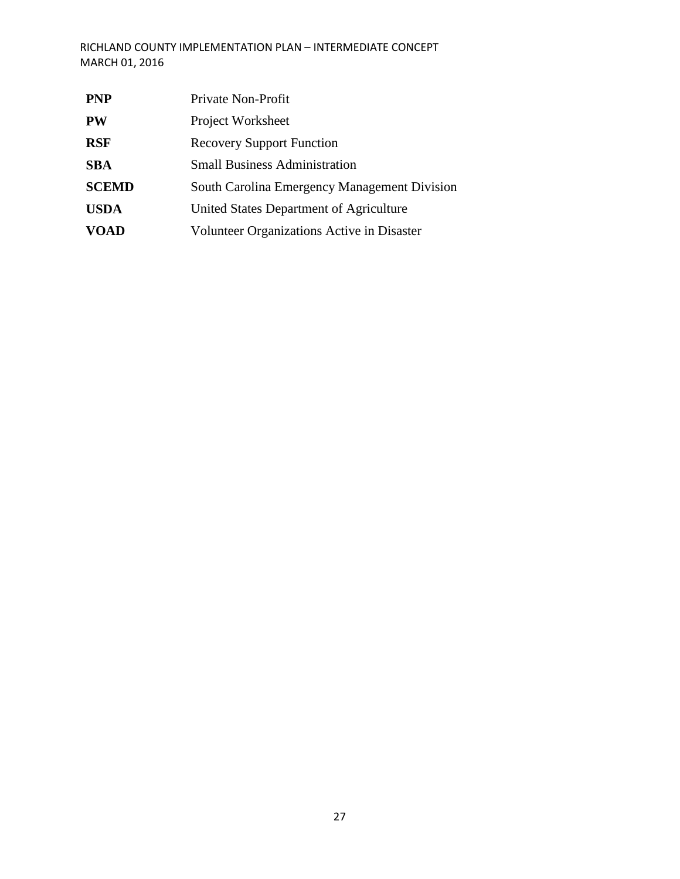| | |
|---|---|
| **PNP** | Private Non-Profit |
| **PW** | Project Worksheet |
| **RSF** | Recovery Support Function |
| **SBA** | Small Business Administration |
| **SCEMD** | South Carolina Emergency Management Division |
| **USDA** | United States Department of Agriculture |
| **VOAD** | Volunteer Organizations Active in Disaster |